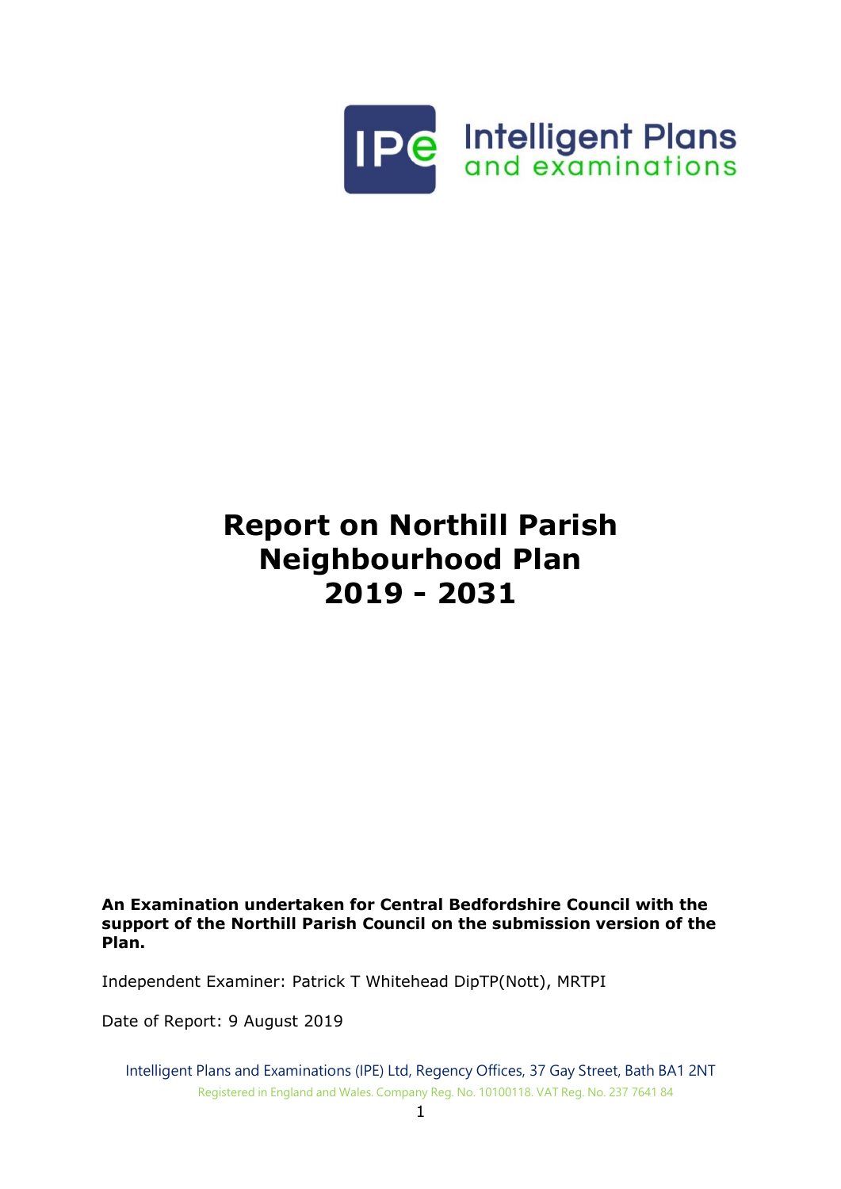Intelligent Plans and examinations

# Report on Northill Parish Neighbourhood Plan 2019 - 2031

**An Examination undertaken for Central Bedfordshire Council with the support of the Northill Parish Council on the submission version of the Plan.**

Independent Examiner: Patrick T Whitehead DipTP(Nott), MRTPI

Date of Report: 9 August 2019

Intelligent Plans and Examinations (IPE) Ltd, Regency Offices, 37 Gay Street, Bath BA1 2NT

Registered in England and Wales. Company Reg. No. 10100118. VAT Reg. No. 237 7641 84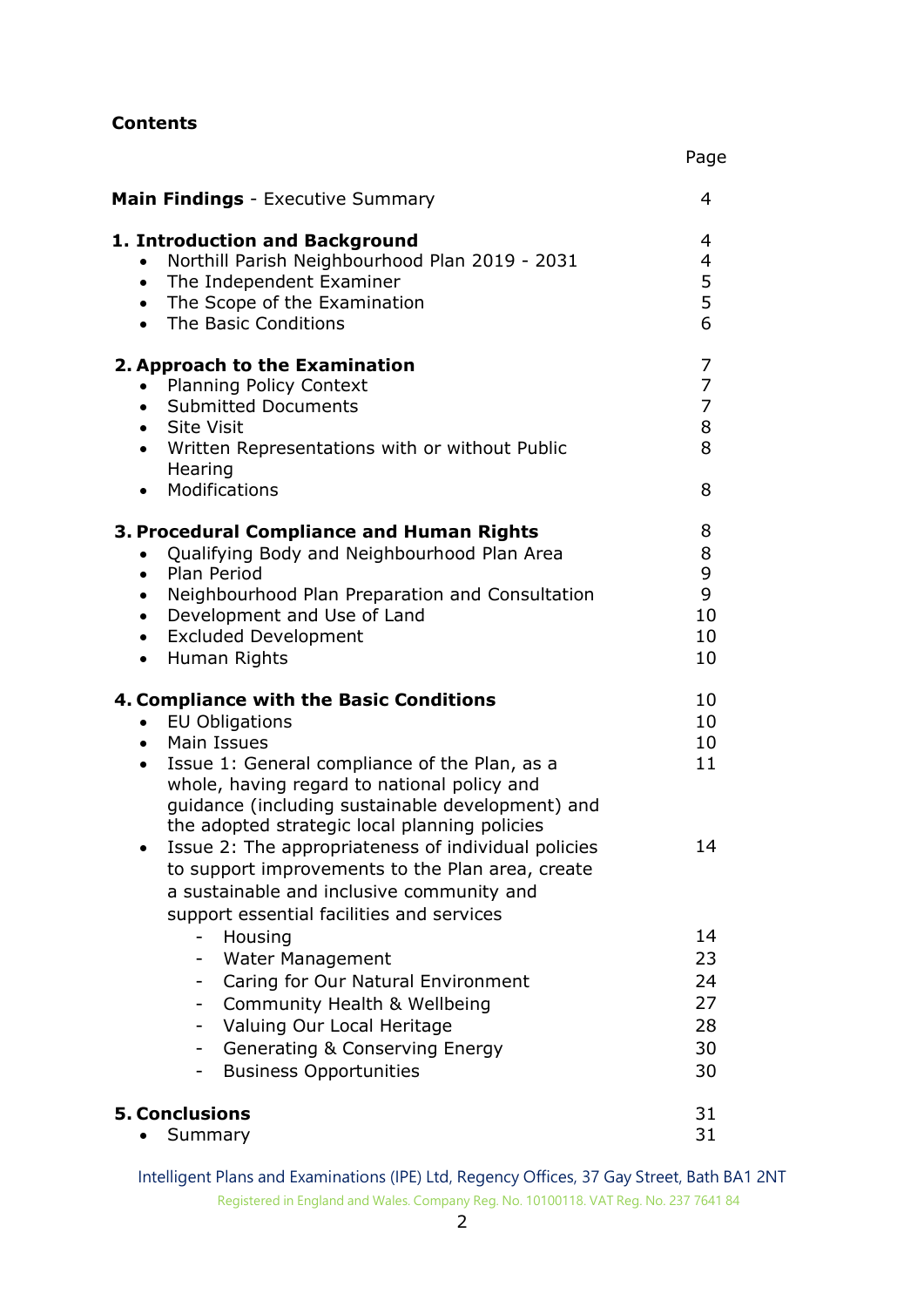**Contents**

| | Page |
|---|---|
| **Main Findings** - Executive Summary | 4 |
| **1. Introduction and Background** | 4 |
| • Northill Parish Neighbourhood Plan 2019 - 2031 | 4 |
| • The Independent Examiner | 5 |
| • The Scope of the Examination | 5 |
| • The Basic Conditions | 6 |
| **2. Approach to the Examination** | 7 |
| • Planning Policy Context | 7 |
| • Submitted Documents | 7 |
| • Site Visit | 8 |
| • Written Representations with or without Public Hearing | 8 |
| • Modifications | 8 |
| **3. Procedural Compliance and Human Rights** | 8 |
| • Qualifying Body and Neighbourhood Plan Area | 8 |
| • Plan Period | 9 |
| • Neighbourhood Plan Preparation and Consultation | 9 |
| • Development and Use of Land | 10 |
| • Excluded Development | 10 |
| • Human Rights | 10 |
| **4. Compliance with the Basic Conditions** | 10 |
| • EU Obligations | 10 |
| • Main Issues | 10 |
| • Issue 1: General compliance of the Plan, as a whole, having regard to national policy and guidance (including sustainable development) and the adopted strategic local planning policies | 11 |
| • Issue 2: The appropriateness of individual policies to support improvements to the Plan area, create a sustainable and inclusive community and support essential facilities and services | 14 |
| - Housing | 14 |
| - Water Management | 23 |
| - Caring for Our Natural Environment | 24 |
| - Community Health & Wellbeing | 27 |
| - Valuing Our Local Heritage | 28 |
| - Generating & Conserving Energy | 30 |
| - Business Opportunities | 30 |
| **5. Conclusions** | 31 |
| • Summary | 31 |

Intelligent Plans and Examinations (IPE) Ltd, Regency Offices, 37 Gay Street, Bath BA1 2NT
Registered in England and Wales. Company Reg. No. 10100118. VAT Reg. No. 237 7641 84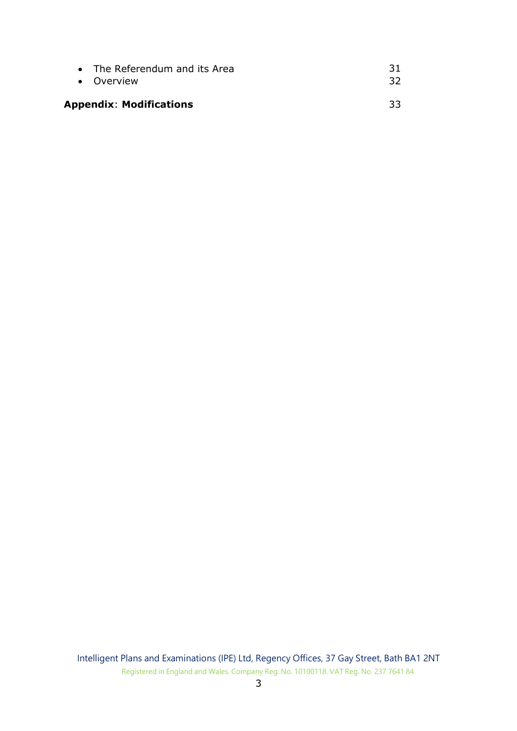- The Referendum and its Area 31
- Overview 32

**Appendix**: **Modifications** 33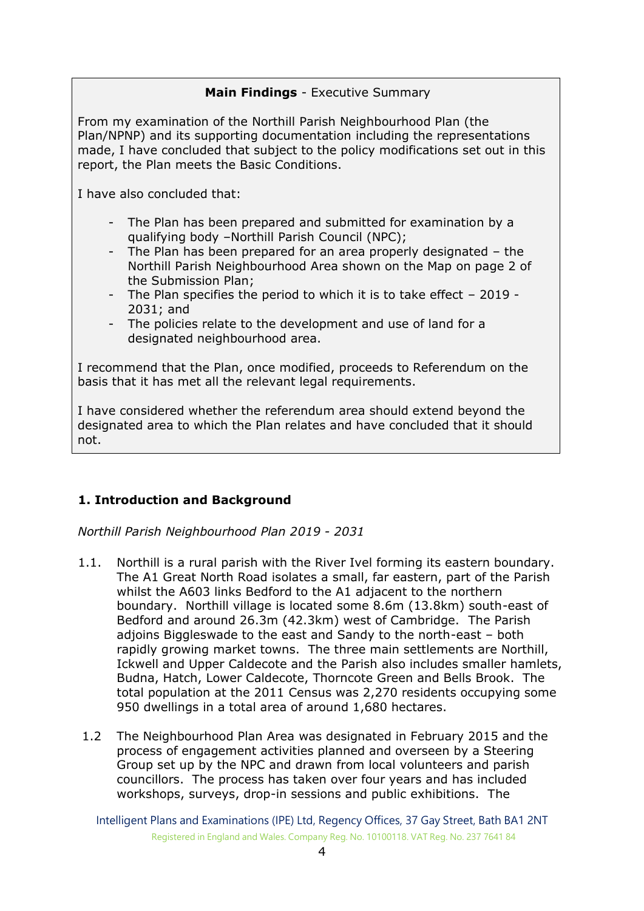**Main Findings** - Executive Summary

From my examination of the Northill Parish Neighbourhood Plan (the Plan/NPNP) and its supporting documentation including the representations made, I have concluded that subject to the policy modifications set out in this report, the Plan meets the Basic Conditions.

I have also concluded that:

- The Plan has been prepared and submitted for examination by a qualifying body –Northill Parish Council (NPC);
- The Plan has been prepared for an area properly designated – the Northill Parish Neighbourhood Area shown on the Map on page 2 of the Submission Plan;
- The Plan specifies the period to which it is to take effect – 2019 - 2031; and
- The policies relate to the development and use of land for a designated neighbourhood area.

I recommend that the Plan, once modified, proceeds to Referendum on the basis that it has met all the relevant legal requirements.

I have considered whether the referendum area should extend beyond the designated area to which the Plan relates and have concluded that it should not.

## 1. Introduction and Background

*Northill Parish Neighbourhood Plan 2019 - 2031*

1.1. Northill is a rural parish with the River Ivel forming its eastern boundary. The A1 Great North Road isolates a small, far eastern, part of the Parish whilst the A603 links Bedford to the A1 adjacent to the northern boundary. Northill village is located some 8.6m (13.8km) south-east of Bedford and around 26.3m (42.3km) west of Cambridge. The Parish adjoins Biggleswade to the east and Sandy to the north-east – both rapidly growing market towns. The three main settlements are Northill, Ickwell and Upper Caldecote and the Parish also includes smaller hamlets, Budna, Hatch, Lower Caldecote, Thorncote Green and Bells Brook. The total population at the 2011 Census was 2,270 residents occupying some 950 dwellings in a total area of around 1,680 hectares.

1.2 The Neighbourhood Plan Area was designated in February 2015 and the process of engagement activities planned and overseen by a Steering Group set up by the NPC and drawn from local volunteers and parish councillors. The process has taken over four years and has included workshops, surveys, drop-in sessions and public exhibitions. The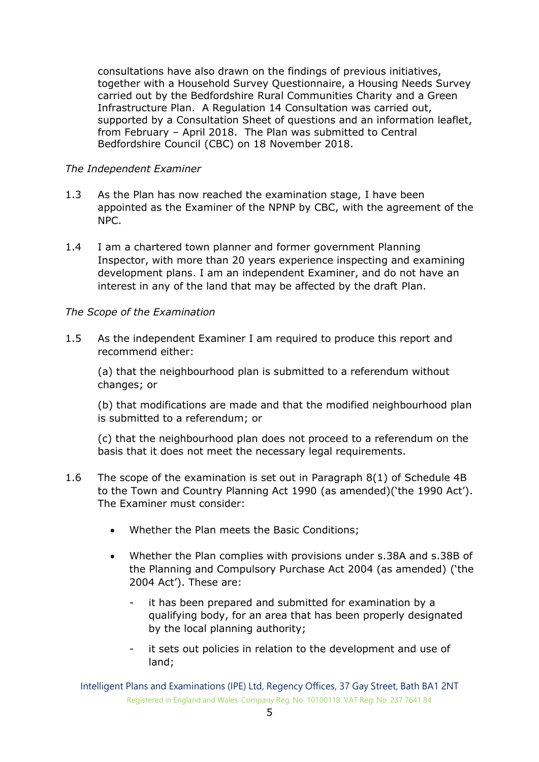consultations have also drawn on the findings of previous initiatives, together with a Household Survey Questionnaire, a Housing Needs Survey carried out by the Bedfordshire Rural Communities Charity and a Green Infrastructure Plan. A Regulation 14 Consultation was carried out, supported by a Consultation Sheet of questions and an information leaflet, from February – April 2018. The Plan was submitted to Central Bedfordshire Council (CBC) on 18 November 2018.

*The Independent Examiner*

1.3 As the Plan has now reached the examination stage, I have been appointed as the Examiner of the NPNP by CBC, with the agreement of the NPC.

1.4 I am a chartered town planner and former government Planning Inspector, with more than 20 years experience inspecting and examining development plans. I am an independent Examiner, and do not have an interest in any of the land that may be affected by the draft Plan.

*The Scope of the Examination*

1.5 As the independent Examiner I am required to produce this report and recommend either:

(a) that the neighbourhood plan is submitted to a referendum without changes; or

(b) that modifications are made and that the modified neighbourhood plan is submitted to a referendum; or

(c) that the neighbourhood plan does not proceed to a referendum on the basis that it does not meet the necessary legal requirements.

1.6 The scope of the examination is set out in Paragraph 8(1) of Schedule 4B to the Town and Country Planning Act 1990 (as amended)('the 1990 Act'). The Examiner must consider:

- Whether the Plan meets the Basic Conditions;
- Whether the Plan complies with provisions under s.38A and s.38B of the Planning and Compulsory Purchase Act 2004 (as amended) ('the 2004 Act'). These are:
  - it has been prepared and submitted for examination by a qualifying body, for an area that has been properly designated by the local planning authority;
  - it sets out policies in relation to the development and use of land;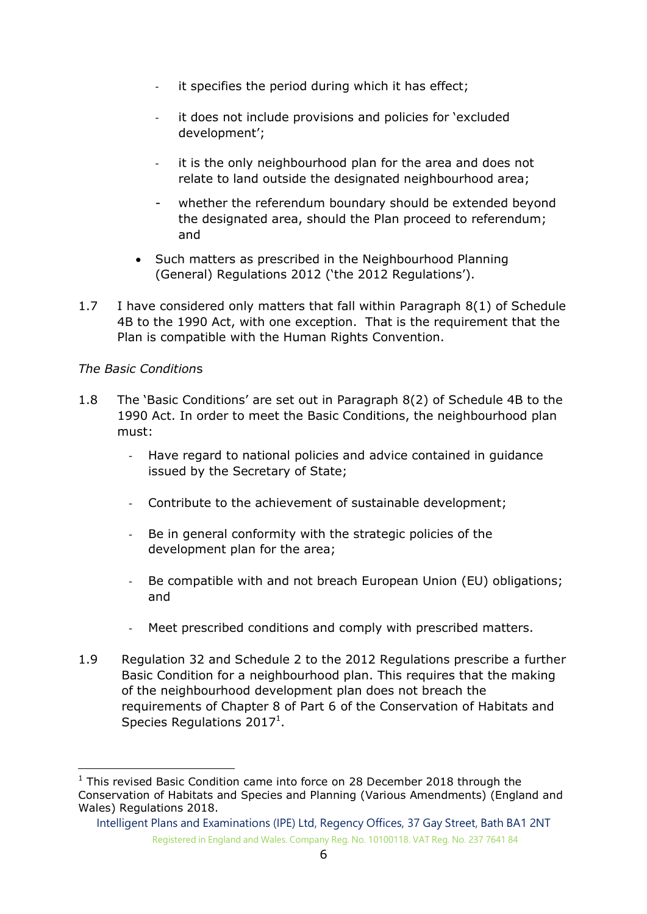- it specifies the period during which it has effect;

- it does not include provisions and policies for 'excluded development';

- it is the only neighbourhood plan for the area and does not relate to land outside the designated neighbourhood area;

- whether the referendum boundary should be extended beyond the designated area, should the Plan proceed to referendum; and

- Such matters as prescribed in the Neighbourhood Planning (General) Regulations 2012 ('the 2012 Regulations').

1.7 I have considered only matters that fall within Paragraph 8(1) of Schedule 4B to the 1990 Act, with one exception. That is the requirement that the Plan is compatible with the Human Rights Convention.

*The Basic Condition*s

1.8 The 'Basic Conditions' are set out in Paragraph 8(2) of Schedule 4B to the 1990 Act. In order to meet the Basic Conditions, the neighbourhood plan must:

- Have regard to national policies and advice contained in guidance issued by the Secretary of State;

- Contribute to the achievement of sustainable development;

- Be in general conformity with the strategic policies of the development plan for the area;

- Be compatible with and not breach European Union (EU) obligations; and

- Meet prescribed conditions and comply with prescribed matters.

1.9 Regulation 32 and Schedule 2 to the 2012 Regulations prescribe a further Basic Condition for a neighbourhood plan. This requires that the making of the neighbourhood development plan does not breach the requirements of Chapter 8 of Part 6 of the Conservation of Habitats and Species Regulations 2017[1].

[1] This revised Basic Condition came into force on 28 December 2018 through the Conservation of Habitats and Species and Planning (Various Amendments) (England and Wales) Regulations 2018.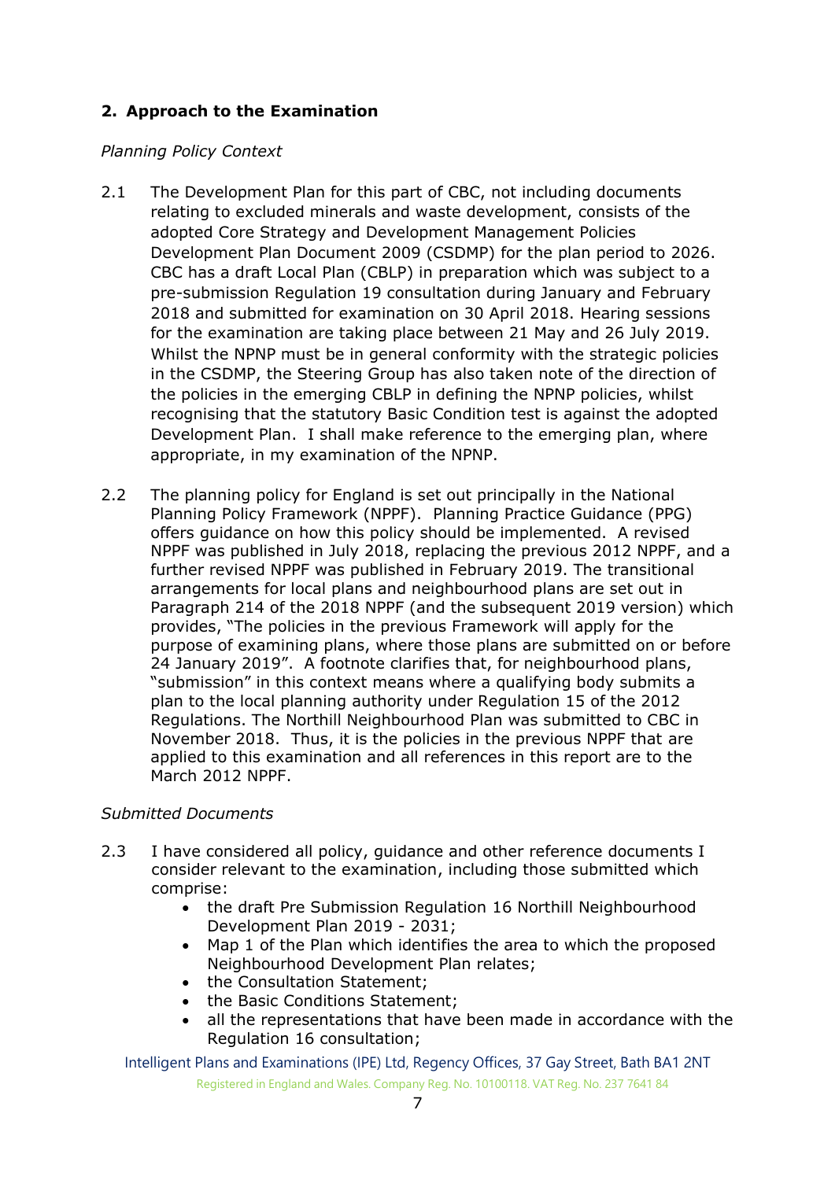## 2. Approach to the Examination

*Planning Policy Context*

2.1 The Development Plan for this part of CBC, not including documents relating to excluded minerals and waste development, consists of the adopted Core Strategy and Development Management Policies Development Plan Document 2009 (CSDMP) for the plan period to 2026. CBC has a draft Local Plan (CBLP) in preparation which was subject to a pre-submission Regulation 19 consultation during January and February 2018 and submitted for examination on 30 April 2018. Hearing sessions for the examination are taking place between 21 May and 26 July 2019. Whilst the NPNP must be in general conformity with the strategic policies in the CSDMP, the Steering Group has also taken note of the direction of the policies in the emerging CBLP in defining the NPNP policies, whilst recognising that the statutory Basic Condition test is against the adopted Development Plan. I shall make reference to the emerging plan, where appropriate, in my examination of the NPNP.

2.2 The planning policy for England is set out principally in the National Planning Policy Framework (NPPF). Planning Practice Guidance (PPG) offers guidance on how this policy should be implemented. A revised NPPF was published in July 2018, replacing the previous 2012 NPPF, and a further revised NPPF was published in February 2019. The transitional arrangements for local plans and neighbourhood plans are set out in Paragraph 214 of the 2018 NPPF (and the subsequent 2019 version) which provides, "The policies in the previous Framework will apply for the purpose of examining plans, where those plans are submitted on or before 24 January 2019". A footnote clarifies that, for neighbourhood plans, "submission" in this context means where a qualifying body submits a plan to the local planning authority under Regulation 15 of the 2012 Regulations. The Northill Neighbourhood Plan was submitted to CBC in November 2018. Thus, it is the policies in the previous NPPF that are applied to this examination and all references in this report are to the March 2012 NPPF.

*Submitted Documents*

2.3 I have considered all policy, guidance and other reference documents I consider relevant to the examination, including those submitted which comprise:

- the draft Pre Submission Regulation 16 Northill Neighbourhood Development Plan 2019 - 2031;
- Map 1 of the Plan which identifies the area to which the proposed Neighbourhood Development Plan relates;
- the Consultation Statement;
- the Basic Conditions Statement;
- all the representations that have been made in accordance with the Regulation 16 consultation;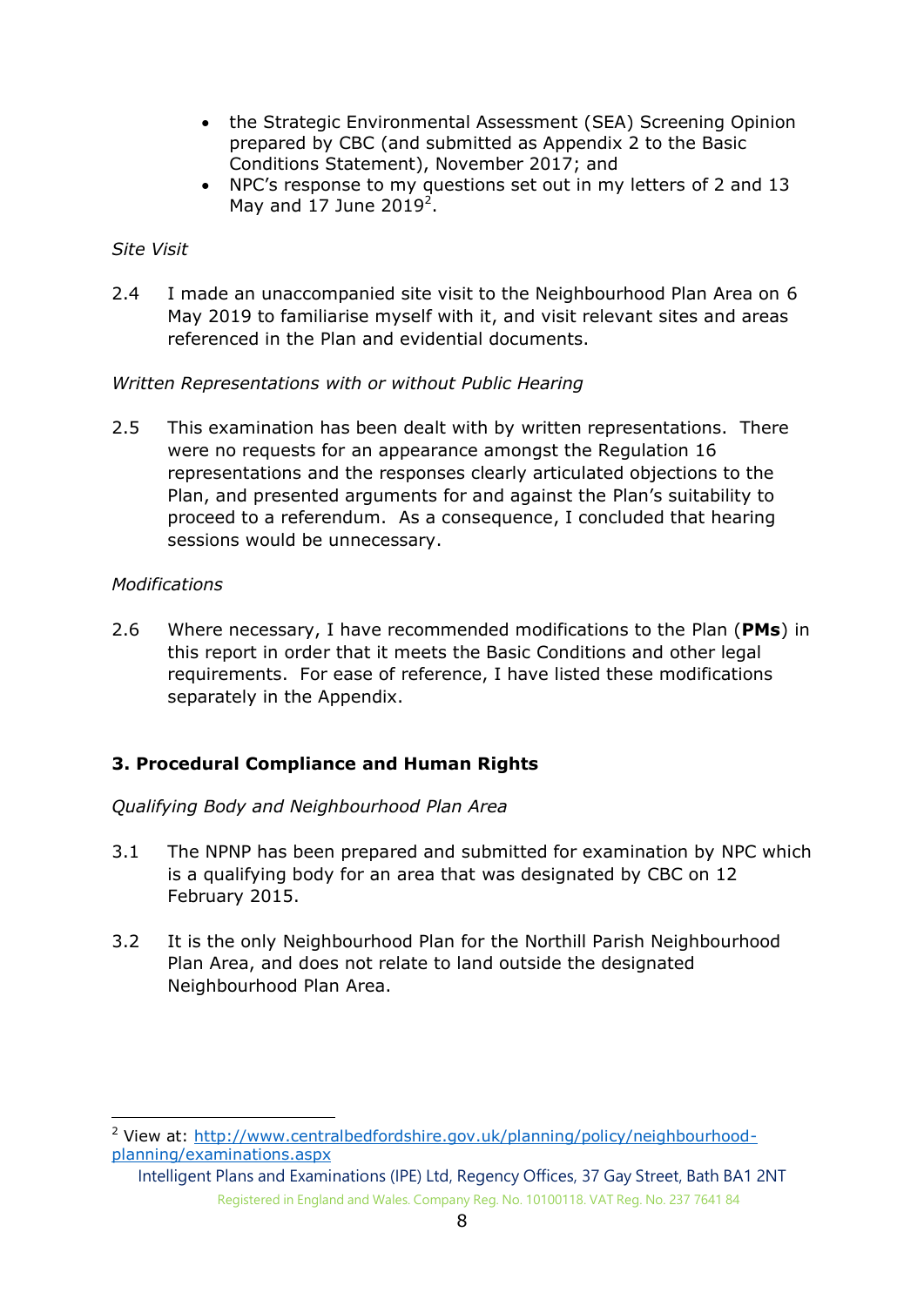- the Strategic Environmental Assessment (SEA) Screening Opinion prepared by CBC (and submitted as Appendix 2 to the Basic Conditions Statement), November 2017; and
- NPC's response to my questions set out in my letters of 2 and 13 May and 17 June 2019[2].

*Site Visit*

2.4 I made an unaccompanied site visit to the Neighbourhood Plan Area on 6 May 2019 to familiarise myself with it, and visit relevant sites and areas referenced in the Plan and evidential documents.

*Written Representations with or without Public Hearing*

2.5 This examination has been dealt with by written representations. There were no requests for an appearance amongst the Regulation 16 representations and the responses clearly articulated objections to the Plan, and presented arguments for and against the Plan's suitability to proceed to a referendum. As a consequence, I concluded that hearing sessions would be unnecessary.

*Modifications*

2.6 Where necessary, I have recommended modifications to the Plan (**PMs**) in this report in order that it meets the Basic Conditions and other legal requirements. For ease of reference, I have listed these modifications separately in the Appendix.

## 3. Procedural Compliance and Human Rights

*Qualifying Body and Neighbourhood Plan Area*

3.1 The NPNP has been prepared and submitted for examination by NPC which is a qualifying body for an area that was designated by CBC on 12 February 2015.

3.2 It is the only Neighbourhood Plan for the Northill Parish Neighbourhood Plan Area, and does not relate to land outside the designated Neighbourhood Plan Area.

---

[2] View at: http://www.centralbedfordshire.gov.uk/planning/policy/neighbourhood-planning/examinations.aspx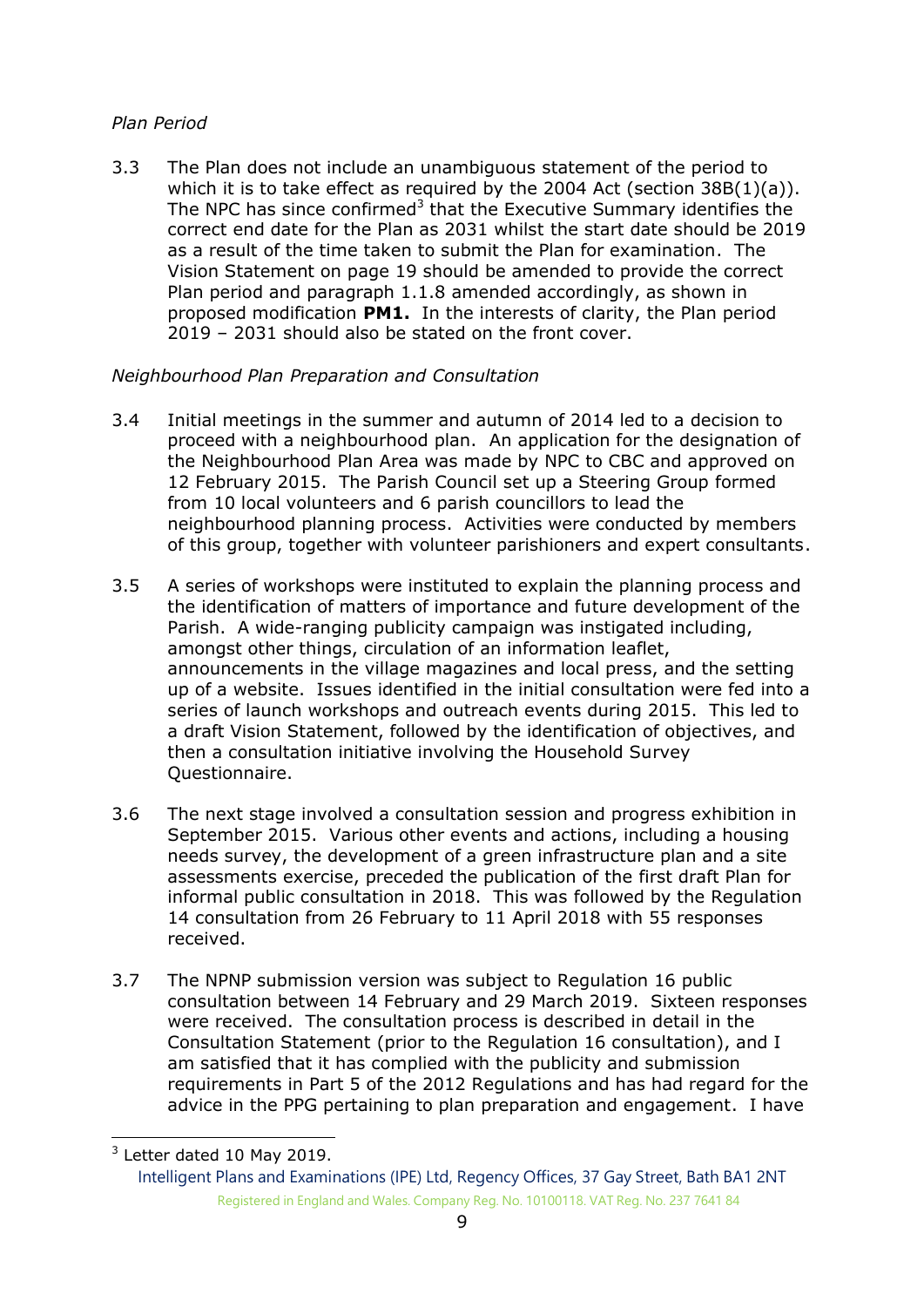*Plan Period*

3.3 The Plan does not include an unambiguous statement of the period to which it is to take effect as required by the 2004 Act (section 38B(1)(a)). The NPC has since confirmed[3] that the Executive Summary identifies the correct end date for the Plan as 2031 whilst the start date should be 2019 as a result of the time taken to submit the Plan for examination. The Vision Statement on page 19 should be amended to provide the correct Plan period and paragraph 1.1.8 amended accordingly, as shown in proposed modification **PM1.** In the interests of clarity, the Plan period 2019 – 2031 should also be stated on the front cover.

*Neighbourhood Plan Preparation and Consultation*

3.4 Initial meetings in the summer and autumn of 2014 led to a decision to proceed with a neighbourhood plan. An application for the designation of the Neighbourhood Plan Area was made by NPC to CBC and approved on 12 February 2015. The Parish Council set up a Steering Group formed from 10 local volunteers and 6 parish councillors to lead the neighbourhood planning process. Activities were conducted by members of this group, together with volunteer parishioners and expert consultants.

3.5 A series of workshops were instituted to explain the planning process and the identification of matters of importance and future development of the Parish. A wide-ranging publicity campaign was instigated including, amongst other things, circulation of an information leaflet, announcements in the village magazines and local press, and the setting up of a website. Issues identified in the initial consultation were fed into a series of launch workshops and outreach events during 2015. This led to a draft Vision Statement, followed by the identification of objectives, and then a consultation initiative involving the Household Survey Questionnaire.

3.6 The next stage involved a consultation session and progress exhibition in September 2015. Various other events and actions, including a housing needs survey, the development of a green infrastructure plan and a site assessments exercise, preceded the publication of the first draft Plan for informal public consultation in 2018. This was followed by the Regulation 14 consultation from 26 February to 11 April 2018 with 55 responses received.

3.7 The NPNP submission version was subject to Regulation 16 public consultation between 14 February and 29 March 2019. Sixteen responses were received. The consultation process is described in detail in the Consultation Statement (prior to the Regulation 16 consultation), and I am satisfied that it has complied with the publicity and submission requirements in Part 5 of the 2012 Regulations and has had regard for the advice in the PPG pertaining to plan preparation and engagement. I have

[3] Letter dated 10 May 2019.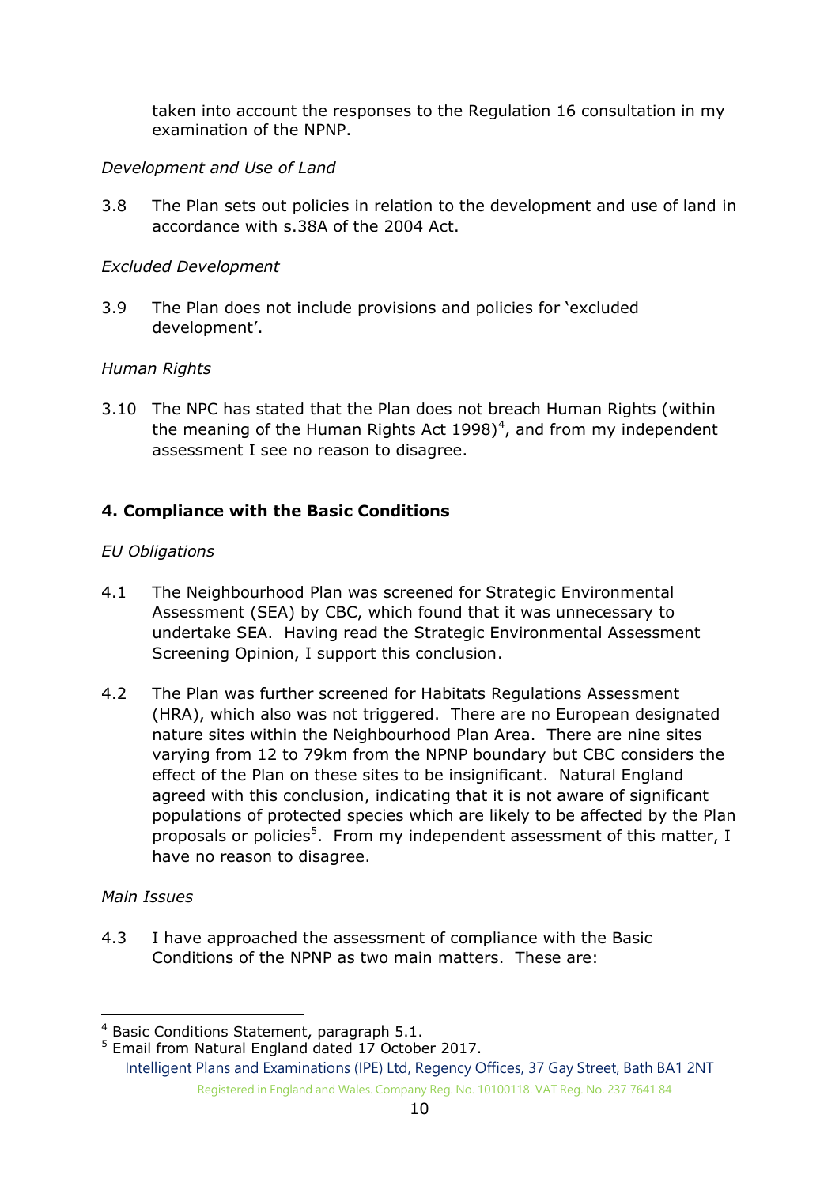taken into account the responses to the Regulation 16 consultation in my examination of the NPNP.

*Development and Use of Land*

3.8 The Plan sets out policies in relation to the development and use of land in accordance with s.38A of the 2004 Act.

*Excluded Development*

3.9 The Plan does not include provisions and policies for 'excluded development'.

*Human Rights*

3.10 The NPC has stated that the Plan does not breach Human Rights (within the meaning of the Human Rights Act 1998)[4], and from my independent assessment I see no reason to disagree.

## 4. Compliance with the Basic Conditions

*EU Obligations*

4.1 The Neighbourhood Plan was screened for Strategic Environmental Assessment (SEA) by CBC, which found that it was unnecessary to undertake SEA. Having read the Strategic Environmental Assessment Screening Opinion, I support this conclusion.

4.2 The Plan was further screened for Habitats Regulations Assessment (HRA), which also was not triggered. There are no European designated nature sites within the Neighbourhood Plan Area. There are nine sites varying from 12 to 79km from the NPNP boundary but CBC considers the effect of the Plan on these sites to be insignificant. Natural England agreed with this conclusion, indicating that it is not aware of significant populations of protected species which are likely to be affected by the Plan proposals or policies[5]. From my independent assessment of this matter, I have no reason to disagree.

*Main Issues*

4.3 I have approached the assessment of compliance with the Basic Conditions of the NPNP as two main matters. These are:

---

[4] Basic Conditions Statement, paragraph 5.1.

[5] Email from Natural England dated 17 October 2017.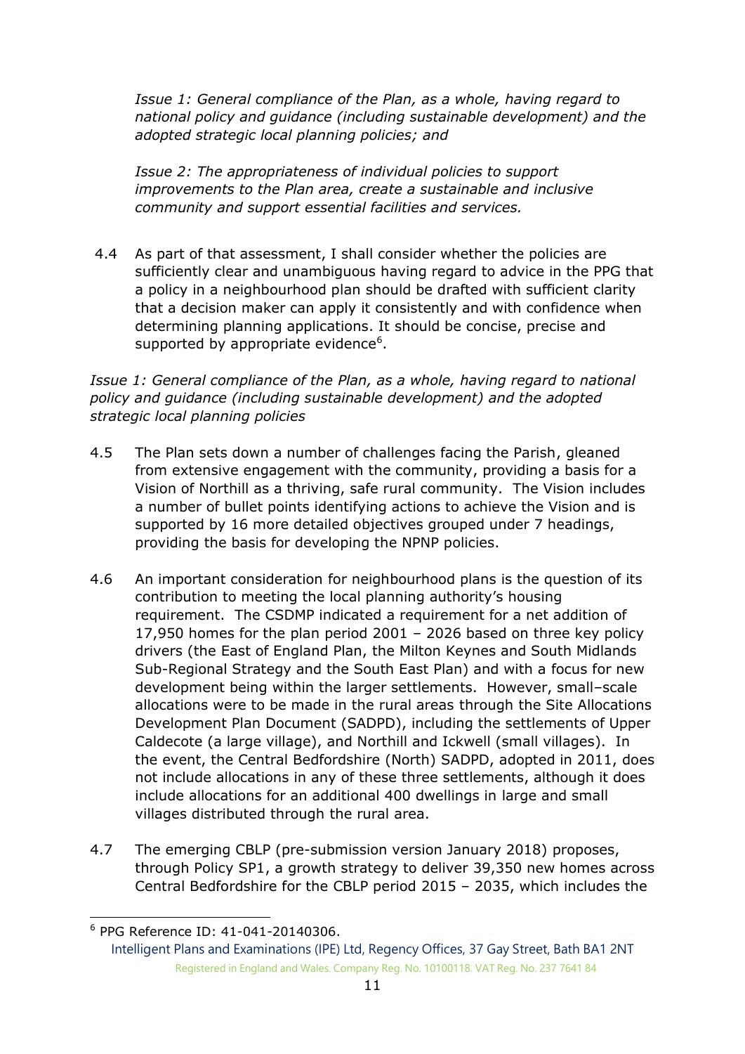*Issue 1: General compliance of the Plan, as a whole, having regard to national policy and guidance (including sustainable development) and the adopted strategic local planning policies; and*

*Issue 2: The appropriateness of individual policies to support improvements to the Plan area, create a sustainable and inclusive community and support essential facilities and services.*

4.4 As part of that assessment, I shall consider whether the policies are sufficiently clear and unambiguous having regard to advice in the PPG that a policy in a neighbourhood plan should be drafted with sufficient clarity that a decision maker can apply it consistently and with confidence when determining planning applications. It should be concise, precise and supported by appropriate evidence[6].

*Issue 1: General compliance of the Plan, as a whole, having regard to national policy and guidance (including sustainable development) and the adopted strategic local planning policies*

4.5 The Plan sets down a number of challenges facing the Parish, gleaned from extensive engagement with the community, providing a basis for a Vision of Northill as a thriving, safe rural community. The Vision includes a number of bullet points identifying actions to achieve the Vision and is supported by 16 more detailed objectives grouped under 7 headings, providing the basis for developing the NPNP policies.

4.6 An important consideration for neighbourhood plans is the question of its contribution to meeting the local planning authority's housing requirement. The CSDMP indicated a requirement for a net addition of 17,950 homes for the plan period 2001 – 2026 based on three key policy drivers (the East of England Plan, the Milton Keynes and South Midlands Sub-Regional Strategy and the South East Plan) and with a focus for new development being within the larger settlements. However, small–scale allocations were to be made in the rural areas through the Site Allocations Development Plan Document (SADPD), including the settlements of Upper Caldecote (a large village), and Northill and Ickwell (small villages). In the event, the Central Bedfordshire (North) SADPD, adopted in 2011, does not include allocations in any of these three settlements, although it does include allocations for an additional 400 dwellings in large and small villages distributed through the rural area.

4.7 The emerging CBLP (pre-submission version January 2018) proposes, through Policy SP1, a growth strategy to deliver 39,350 new homes across Central Bedfordshire for the CBLP period 2015 – 2035, which includes the

[6] PPG Reference ID: 41-041-20140306.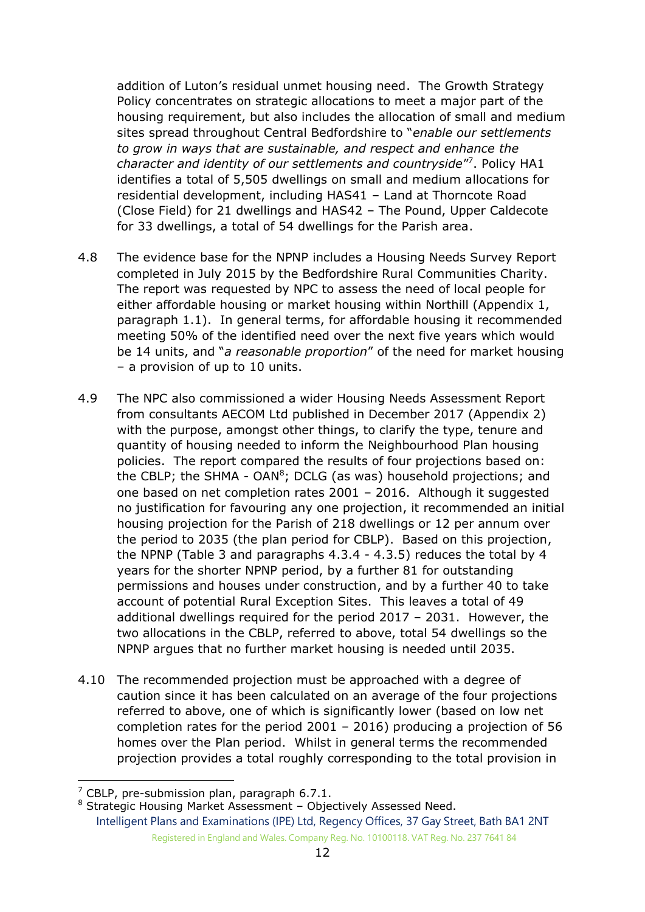addition of Luton's residual unmet housing need. The Growth Strategy Policy concentrates on strategic allocations to meet a major part of the housing requirement, but also includes the allocation of small and medium sites spread throughout Central Bedfordshire to "*enable our settlements to grow in ways that are sustainable, and respect and enhance the character and identity of our settlements and countryside*"[7]. Policy HA1 identifies a total of 5,505 dwellings on small and medium allocations for residential development, including HAS41 – Land at Thorncote Road (Close Field) for 21 dwellings and HAS42 – The Pound, Upper Caldecote for 33 dwellings, a total of 54 dwellings for the Parish area.

4.8 The evidence base for the NPNP includes a Housing Needs Survey Report completed in July 2015 by the Bedfordshire Rural Communities Charity. The report was requested by NPC to assess the need of local people for either affordable housing or market housing within Northill (Appendix 1, paragraph 1.1). In general terms, for affordable housing it recommended meeting 50% of the identified need over the next five years which would be 14 units, and "*a reasonable proportion*" of the need for market housing – a provision of up to 10 units.

4.9 The NPC also commissioned a wider Housing Needs Assessment Report from consultants AECOM Ltd published in December 2017 (Appendix 2) with the purpose, amongst other things, to clarify the type, tenure and quantity of housing needed to inform the Neighbourhood Plan housing policies. The report compared the results of four projections based on: the CBLP; the SHMA - OAN[8]; DCLG (as was) household projections; and one based on net completion rates 2001 – 2016. Although it suggested no justification for favouring any one projection, it recommended an initial housing projection for the Parish of 218 dwellings or 12 per annum over the period to 2035 (the plan period for CBLP). Based on this projection, the NPNP (Table 3 and paragraphs 4.3.4 - 4.3.5) reduces the total by 4 years for the shorter NPNP period, by a further 81 for outstanding permissions and houses under construction, and by a further 40 to take account of potential Rural Exception Sites. This leaves a total of 49 additional dwellings required for the period 2017 – 2031. However, the two allocations in the CBLP, referred to above, total 54 dwellings so the NPNP argues that no further market housing is needed until 2035.

4.10 The recommended projection must be approached with a degree of caution since it has been calculated on an average of the four projections referred to above, one of which is significantly lower (based on low net completion rates for the period 2001 – 2016) producing a projection of 56 homes over the Plan period. Whilst in general terms the recommended projection provides a total roughly corresponding to the total provision in

---

[7] CBLP, pre-submission plan, paragraph 6.7.1.

[8] Strategic Housing Market Assessment – Objectively Assessed Need.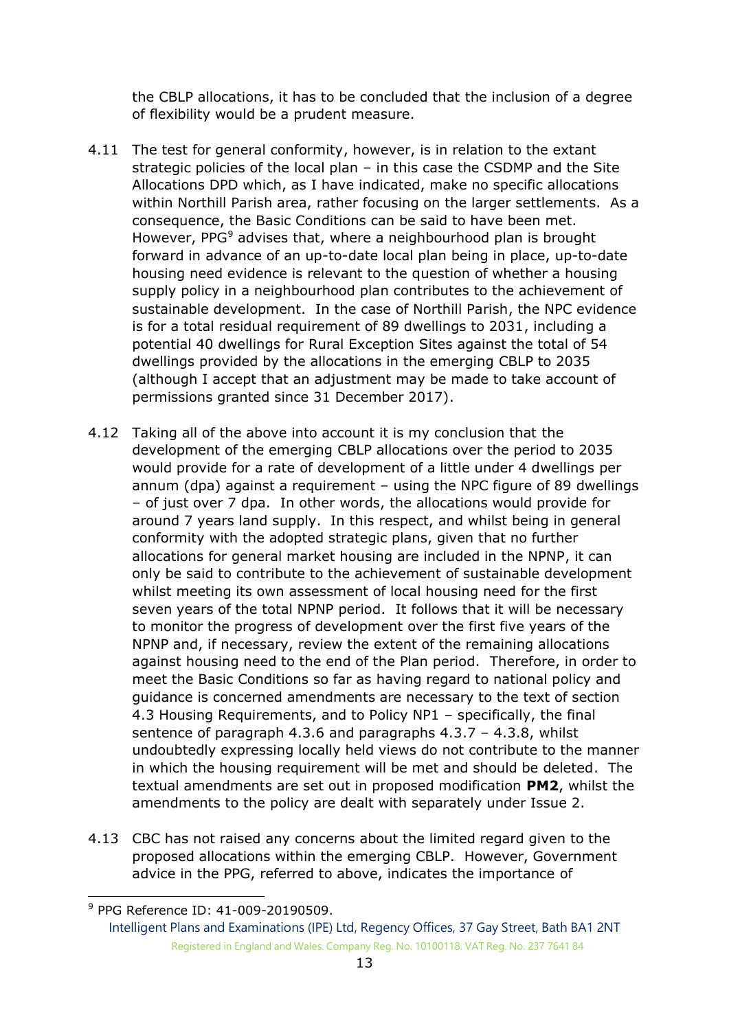the CBLP allocations, it has to be concluded that the inclusion of a degree of flexibility would be a prudent measure.

4.11 The test for general conformity, however, is in relation to the extant strategic policies of the local plan – in this case the CSDMP and the Site Allocations DPD which, as I have indicated, make no specific allocations within Northill Parish area, rather focusing on the larger settlements. As a consequence, the Basic Conditions can be said to have been met. However, PPG[9] advises that, where a neighbourhood plan is brought forward in advance of an up-to-date local plan being in place, up-to-date housing need evidence is relevant to the question of whether a housing supply policy in a neighbourhood plan contributes to the achievement of sustainable development. In the case of Northill Parish, the NPC evidence is for a total residual requirement of 89 dwellings to 2031, including a potential 40 dwellings for Rural Exception Sites against the total of 54 dwellings provided by the allocations in the emerging CBLP to 2035 (although I accept that an adjustment may be made to take account of permissions granted since 31 December 2017).

4.12 Taking all of the above into account it is my conclusion that the development of the emerging CBLP allocations over the period to 2035 would provide for a rate of development of a little under 4 dwellings per annum (dpa) against a requirement – using the NPC figure of 89 dwellings – of just over 7 dpa. In other words, the allocations would provide for around 7 years land supply. In this respect, and whilst being in general conformity with the adopted strategic plans, given that no further allocations for general market housing are included in the NPNP, it can only be said to contribute to the achievement of sustainable development whilst meeting its own assessment of local housing need for the first seven years of the total NPNP period. It follows that it will be necessary to monitor the progress of development over the first five years of the NPNP and, if necessary, review the extent of the remaining allocations against housing need to the end of the Plan period. Therefore, in order to meet the Basic Conditions so far as having regard to national policy and guidance is concerned amendments are necessary to the text of section 4.3 Housing Requirements, and to Policy NP1 – specifically, the final sentence of paragraph 4.3.6 and paragraphs 4.3.7 – 4.3.8, whilst undoubtedly expressing locally held views do not contribute to the manner in which the housing requirement will be met and should be deleted. The textual amendments are set out in proposed modification **PM2**, whilst the amendments to the policy are dealt with separately under Issue 2.

4.13 CBC has not raised any concerns about the limited regard given to the proposed allocations within the emerging CBLP. However, Government advice in the PPG, referred to above, indicates the importance of

[9] PPG Reference ID: 41-009-20190509.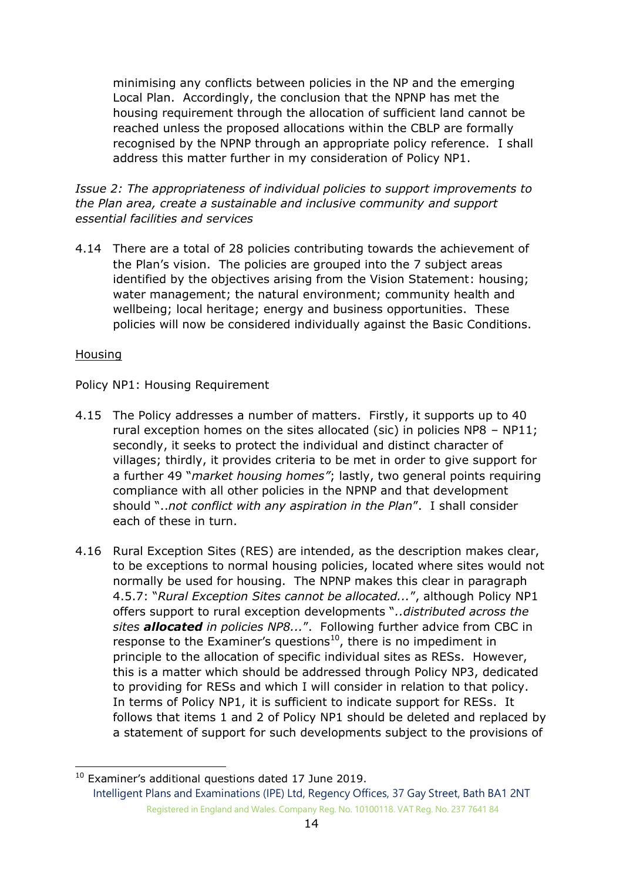minimising any conflicts between policies in the NP and the emerging Local Plan. Accordingly, the conclusion that the NPNP has met the housing requirement through the allocation of sufficient land cannot be reached unless the proposed allocations within the CBLP are formally recognised by the NPNP through an appropriate policy reference. I shall address this matter further in my consideration of Policy NP1.

*Issue 2: The appropriateness of individual policies to support improvements to the Plan area, create a sustainable and inclusive community and support essential facilities and services*

4.14 There are a total of 28 policies contributing towards the achievement of the Plan's vision. The policies are grouped into the 7 subject areas identified by the objectives arising from the Vision Statement: housing; water management; the natural environment; community health and wellbeing; local heritage; energy and business opportunities. These policies will now be considered individually against the Basic Conditions.

<u>Housing</u>

Policy NP1: Housing Requirement

4.15 The Policy addresses a number of matters. Firstly, it supports up to 40 rural exception homes on the sites allocated (sic) in policies NP8 – NP11; secondly, it seeks to protect the individual and distinct character of villages; thirdly, it provides criteria to be met in order to give support for a further 49 "*market housing homes*"; lastly, two general points requiring compliance with all other policies in the NPNP and that development should "..*not conflict with any aspiration in the Plan*". I shall consider each of these in turn.

4.16 Rural Exception Sites (RES) are intended, as the description makes clear, to be exceptions to normal housing policies, located where sites would not normally be used for housing. The NPNP makes this clear in paragraph 4.5.7: "*Rural Exception Sites cannot be allocated...*", although Policy NP1 offers support to rural exception developments "*..distributed across the sites **allocated** in policies NP8...*". Following further advice from CBC in response to the Examiner's questions[10], there is no impediment in principle to the allocation of specific individual sites as RESs. However, this is a matter which should be addressed through Policy NP3, dedicated to providing for RESs and which I will consider in relation to that policy. In terms of Policy NP1, it is sufficient to indicate support for RESs. It follows that items 1 and 2 of Policy NP1 should be deleted and replaced by a statement of support for such developments subject to the provisions of

[10] Examiner's additional questions dated 17 June 2019.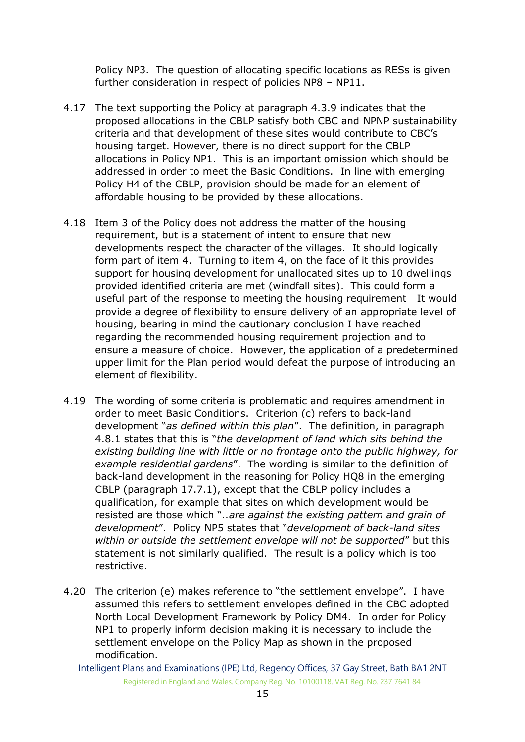Policy NP3. The question of allocating specific locations as RESs is given further consideration in respect of policies NP8 – NP11.

4.17 The text supporting the Policy at paragraph 4.3.9 indicates that the proposed allocations in the CBLP satisfy both CBC and NPNP sustainability criteria and that development of these sites would contribute to CBC's housing target. However, there is no direct support for the CBLP allocations in Policy NP1. This is an important omission which should be addressed in order to meet the Basic Conditions. In line with emerging Policy H4 of the CBLP, provision should be made for an element of affordable housing to be provided by these allocations.

4.18 Item 3 of the Policy does not address the matter of the housing requirement, but is a statement of intent to ensure that new developments respect the character of the villages. It should logically form part of item 4. Turning to item 4, on the face of it this provides support for housing development for unallocated sites up to 10 dwellings provided identified criteria are met (windfall sites). This could form a useful part of the response to meeting the housing requirement It would provide a degree of flexibility to ensure delivery of an appropriate level of housing, bearing in mind the cautionary conclusion I have reached regarding the recommended housing requirement projection and to ensure a measure of choice. However, the application of a predetermined upper limit for the Plan period would defeat the purpose of introducing an element of flexibility.

4.19 The wording of some criteria is problematic and requires amendment in order to meet Basic Conditions. Criterion (c) refers to back-land development "*as defined within this plan*". The definition, in paragraph 4.8.1 states that this is "*the development of land which sits behind the existing building line with little or no frontage onto the public highway, for example residential gardens*". The wording is similar to the definition of back-land development in the reasoning for Policy HQ8 in the emerging CBLP (paragraph 17.7.1), except that the CBLP policy includes a qualification, for example that sites on which development would be resisted are those which "*..are against the existing pattern and grain of development*". Policy NP5 states that "*development of back-land sites within or outside the settlement envelope will not be supported*" but this statement is not similarly qualified. The result is a policy which is too restrictive.

4.20 The criterion (e) makes reference to "the settlement envelope". I have assumed this refers to settlement envelopes defined in the CBC adopted North Local Development Framework by Policy DM4. In order for Policy NP1 to properly inform decision making it is necessary to include the settlement envelope on the Policy Map as shown in the proposed modification.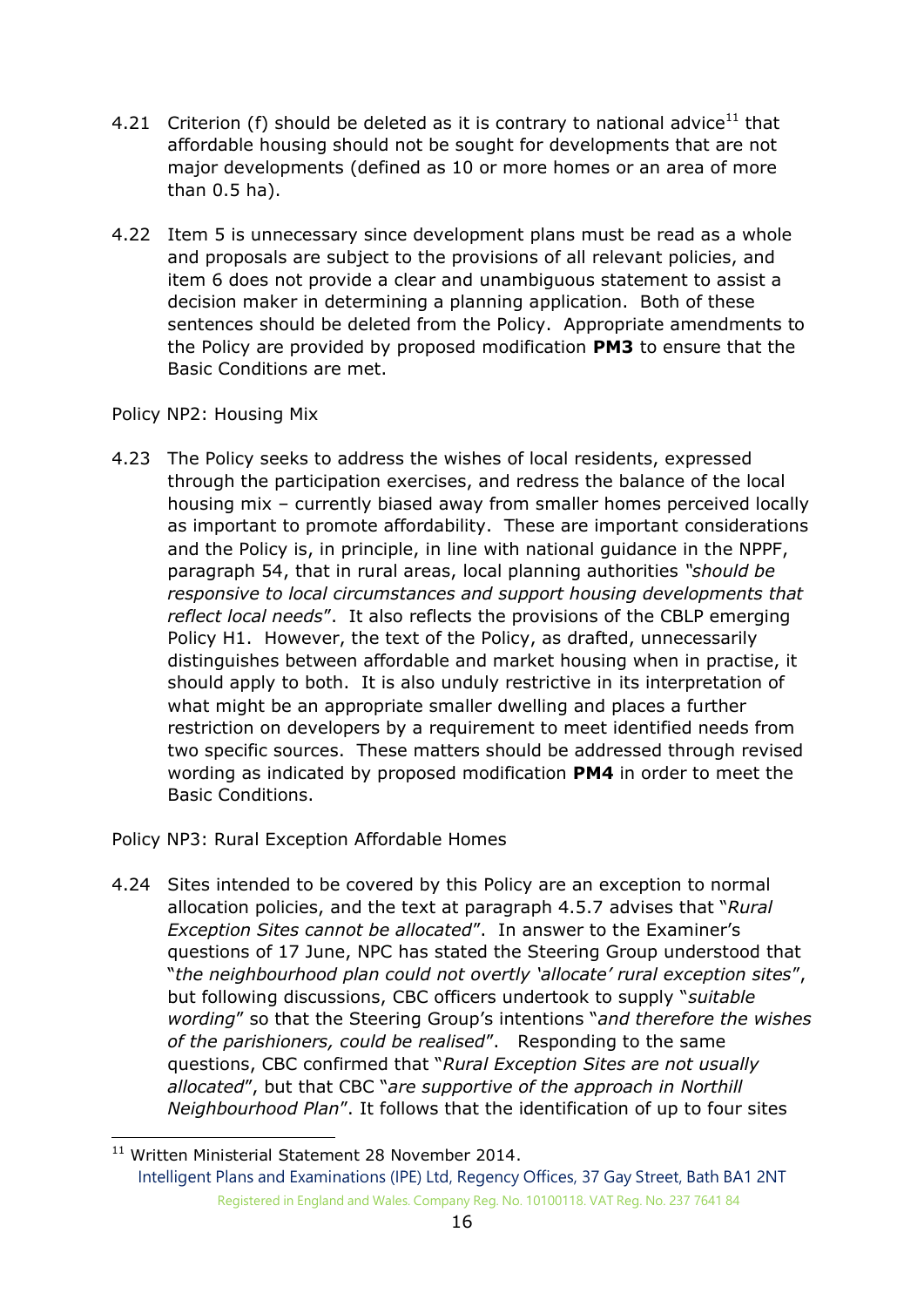4.21 Criterion (f) should be deleted as it is contrary to national advice[11] that affordable housing should not be sought for developments that are not major developments (defined as 10 or more homes or an area of more than 0.5 ha).

4.22 Item 5 is unnecessary since development plans must be read as a whole and proposals are subject to the provisions of all relevant policies, and item 6 does not provide a clear and unambiguous statement to assist a decision maker in determining a planning application. Both of these sentences should be deleted from the Policy. Appropriate amendments to the Policy are provided by proposed modification **PM3** to ensure that the Basic Conditions are met.

Policy NP2: Housing Mix

4.23 The Policy seeks to address the wishes of local residents, expressed through the participation exercises, and redress the balance of the local housing mix – currently biased away from smaller homes perceived locally as important to promote affordability. These are important considerations and the Policy is, in principle, in line with national guidance in the NPPF, paragraph 54, that in rural areas, local planning authorities *"should be responsive to local circumstances and support housing developments that reflect local needs*". It also reflects the provisions of the CBLP emerging Policy H1. However, the text of the Policy, as drafted, unnecessarily distinguishes between affordable and market housing when in practise, it should apply to both. It is also unduly restrictive in its interpretation of what might be an appropriate smaller dwelling and places a further restriction on developers by a requirement to meet identified needs from two specific sources. These matters should be addressed through revised wording as indicated by proposed modification **PM4** in order to meet the Basic Conditions.

Policy NP3: Rural Exception Affordable Homes

4.24 Sites intended to be covered by this Policy are an exception to normal allocation policies, and the text at paragraph 4.5.7 advises that "*Rural Exception Sites cannot be allocated*". In answer to the Examiner's questions of 17 June, NPC has stated the Steering Group understood that "*the neighbourhood plan could not overtly 'allocate' rural exception sites*", but following discussions, CBC officers undertook to supply "*suitable wording*" so that the Steering Group's intentions "*and therefore the wishes of the parishioners, could be realised*". Responding to the same questions, CBC confirmed that "*Rural Exception Sites are not usually allocated*", but that CBC "*are supportive of the approach in Northill Neighbourhood Plan*". It follows that the identification of up to four sites

[11] Written Ministerial Statement 28 November 2014.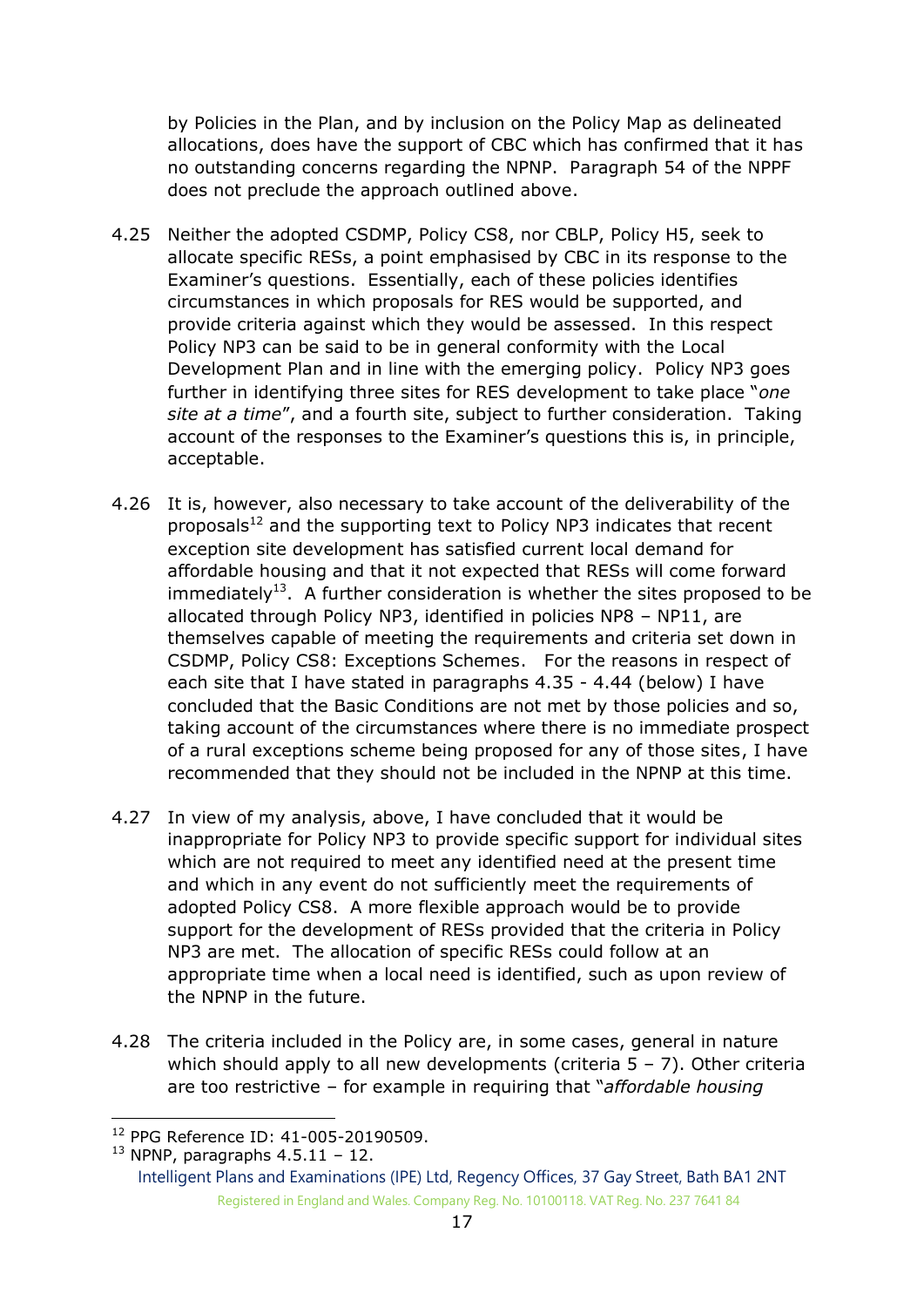by Policies in the Plan, and by inclusion on the Policy Map as delineated allocations, does have the support of CBC which has confirmed that it has no outstanding concerns regarding the NPNP. Paragraph 54 of the NPPF does not preclude the approach outlined above.

4.25 Neither the adopted CSDMP, Policy CS8, nor CBLP, Policy H5, seek to allocate specific RESs, a point emphasised by CBC in its response to the Examiner's questions. Essentially, each of these policies identifies circumstances in which proposals for RES would be supported, and provide criteria against which they would be assessed. In this respect Policy NP3 can be said to be in general conformity with the Local Development Plan and in line with the emerging policy. Policy NP3 goes further in identifying three sites for RES development to take place "*one site at a time*", and a fourth site, subject to further consideration. Taking account of the responses to the Examiner's questions this is, in principle, acceptable.

4.26 It is, however, also necessary to take account of the deliverability of the proposals[12] and the supporting text to Policy NP3 indicates that recent exception site development has satisfied current local demand for affordable housing and that it not expected that RESs will come forward immediately[13]. A further consideration is whether the sites proposed to be allocated through Policy NP3, identified in policies NP8 – NP11, are themselves capable of meeting the requirements and criteria set down in CSDMP, Policy CS8: Exceptions Schemes. For the reasons in respect of each site that I have stated in paragraphs 4.35 - 4.44 (below) I have concluded that the Basic Conditions are not met by those policies and so, taking account of the circumstances where there is no immediate prospect of a rural exceptions scheme being proposed for any of those sites, I have recommended that they should not be included in the NPNP at this time.

4.27 In view of my analysis, above, I have concluded that it would be inappropriate for Policy NP3 to provide specific support for individual sites which are not required to meet any identified need at the present time and which in any event do not sufficiently meet the requirements of adopted Policy CS8. A more flexible approach would be to provide support for the development of RESs provided that the criteria in Policy NP3 are met. The allocation of specific RESs could follow at an appropriate time when a local need is identified, such as upon review of the NPNP in the future.

4.28 The criteria included in the Policy are, in some cases, general in nature which should apply to all new developments (criteria 5 – 7). Other criteria are too restrictive – for example in requiring that "*affordable housing*

---

[12] PPG Reference ID: 41-005-20190509.

[13] NPNP, paragraphs 4.5.11 – 12.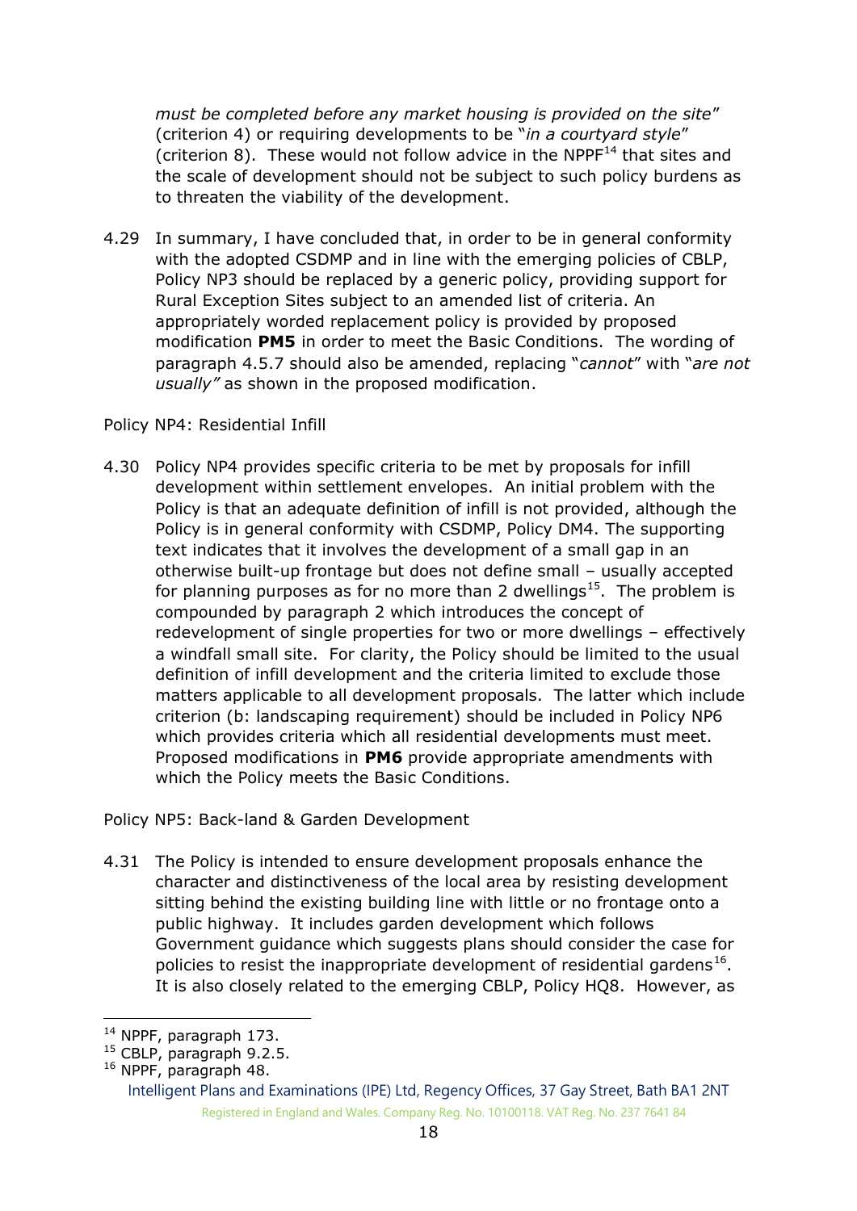*must be completed before any market housing is provided on the site*" (criterion 4) or requiring developments to be "*in a courtyard style*" (criterion 8). These would not follow advice in the NPPF[14] that sites and the scale of development should not be subject to such policy burdens as to threaten the viability of the development.

4.29 In summary, I have concluded that, in order to be in general conformity with the adopted CSDMP and in line with the emerging policies of CBLP, Policy NP3 should be replaced by a generic policy, providing support for Rural Exception Sites subject to an amended list of criteria. An appropriately worded replacement policy is provided by proposed modification **PM5** in order to meet the Basic Conditions. The wording of paragraph 4.5.7 should also be amended, replacing "*cannot*" with "*are not usually*" as shown in the proposed modification.

Policy NP4: Residential Infill

4.30 Policy NP4 provides specific criteria to be met by proposals for infill development within settlement envelopes. An initial problem with the Policy is that an adequate definition of infill is not provided, although the Policy is in general conformity with CSDMP, Policy DM4. The supporting text indicates that it involves the development of a small gap in an otherwise built-up frontage but does not define small – usually accepted for planning purposes as for no more than 2 dwellings[15]. The problem is compounded by paragraph 2 which introduces the concept of redevelopment of single properties for two or more dwellings – effectively a windfall small site. For clarity, the Policy should be limited to the usual definition of infill development and the criteria limited to exclude those matters applicable to all development proposals. The latter which include criterion (b: landscaping requirement) should be included in Policy NP6 which provides criteria which all residential developments must meet. Proposed modifications in **PM6** provide appropriate amendments with which the Policy meets the Basic Conditions.

Policy NP5: Back-land & Garden Development

4.31 The Policy is intended to ensure development proposals enhance the character and distinctiveness of the local area by resisting development sitting behind the existing building line with little or no frontage onto a public highway. It includes garden development which follows Government guidance which suggests plans should consider the case for policies to resist the inappropriate development of residential gardens[16]. It is also closely related to the emerging CBLP, Policy HQ8. However, as

[14] NPPF, paragraph 173.
[15] CBLP, paragraph 9.2.5.
[16] NPPF, paragraph 48.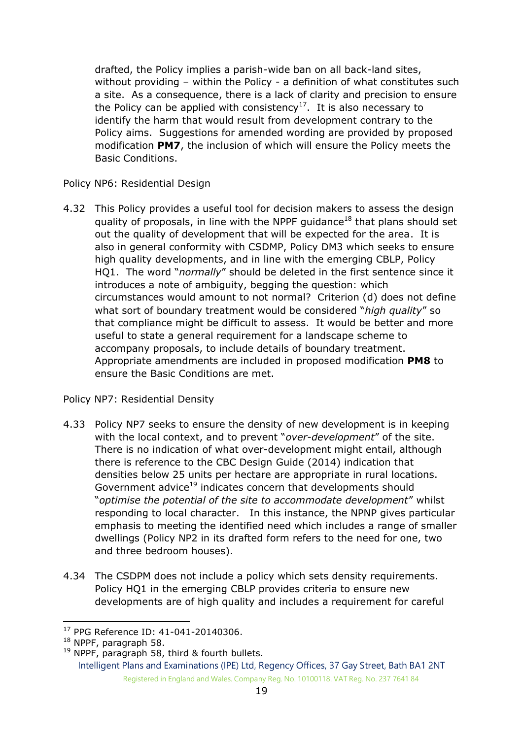drafted, the Policy implies a parish-wide ban on all back-land sites, without providing – within the Policy - a definition of what constitutes such a site. As a consequence, there is a lack of clarity and precision to ensure the Policy can be applied with consistency[17]. It is also necessary to identify the harm that would result from development contrary to the Policy aims. Suggestions for amended wording are provided by proposed modification **PM7**, the inclusion of which will ensure the Policy meets the Basic Conditions.

Policy NP6: Residential Design

4.32 This Policy provides a useful tool for decision makers to assess the design quality of proposals, in line with the NPPF guidance[18] that plans should set out the quality of development that will be expected for the area. It is also in general conformity with CSDMP, Policy DM3 which seeks to ensure high quality developments, and in line with the emerging CBLP, Policy HQ1. The word "*normally*" should be deleted in the first sentence since it introduces a note of ambiguity, begging the question: which circumstances would amount to not normal? Criterion (d) does not define what sort of boundary treatment would be considered "*high quality*" so that compliance might be difficult to assess. It would be better and more useful to state a general requirement for a landscape scheme to accompany proposals, to include details of boundary treatment. Appropriate amendments are included in proposed modification **PM8** to ensure the Basic Conditions are met.

Policy NP7: Residential Density

4.33 Policy NP7 seeks to ensure the density of new development is in keeping with the local context, and to prevent "*over-development*" of the site. There is no indication of what over-development might entail, although there is reference to the CBC Design Guide (2014) indication that densities below 25 units per hectare are appropriate in rural locations. Government advice[19] indicates concern that developments should "*optimise the potential of the site to accommodate development*" whilst responding to local character. In this instance, the NPNP gives particular emphasis to meeting the identified need which includes a range of smaller dwellings (Policy NP2 in its drafted form refers to the need for one, two and three bedroom houses).

4.34 The CSDPM does not include a policy which sets density requirements. Policy HQ1 in the emerging CBLP provides criteria to ensure new developments are of high quality and includes a requirement for careful

[17] PPG Reference ID: 41-041-20140306.

[18] NPPF, paragraph 58.

[19] NPPF, paragraph 58, third & fourth bullets.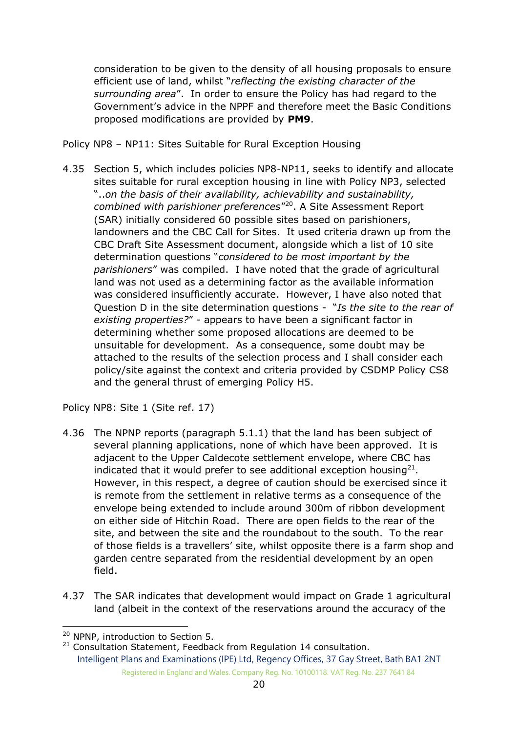consideration to be given to the density of all housing proposals to ensure efficient use of land, whilst "*reflecting the existing character of the surrounding area*". In order to ensure the Policy has had regard to the Government's advice in the NPPF and therefore meet the Basic Conditions proposed modifications are provided by **PM9**.

Policy NP8 – NP11: Sites Suitable for Rural Exception Housing

4.35 Section 5, which includes policies NP8-NP11, seeks to identify and allocate sites suitable for rural exception housing in line with Policy NP3, selected "..*on the basis of their availability, achievability and sustainability, combined with parishioner preferences*"[20]. A Site Assessment Report (SAR) initially considered 60 possible sites based on parishioners, landowners and the CBC Call for Sites. It used criteria drawn up from the CBC Draft Site Assessment document, alongside which a list of 10 site determination questions "*considered to be most important by the parishioners*" was compiled. I have noted that the grade of agricultural land was not used as a determining factor as the available information was considered insufficiently accurate. However, I have also noted that Question D in the site determination questions - "*Is the site to the rear of existing properties?*" - appears to have been a significant factor in determining whether some proposed allocations are deemed to be unsuitable for development. As a consequence, some doubt may be attached to the results of the selection process and I shall consider each policy/site against the context and criteria provided by CSDMP Policy CS8 and the general thrust of emerging Policy H5.

Policy NP8: Site 1 (Site ref. 17)

4.36 The NPNP reports (paragraph 5.1.1) that the land has been subject of several planning applications, none of which have been approved. It is adjacent to the Upper Caldecote settlement envelope, where CBC has indicated that it would prefer to see additional exception housing[21]. However, in this respect, a degree of caution should be exercised since it is remote from the settlement in relative terms as a consequence of the envelope being extended to include around 300m of ribbon development on either side of Hitchin Road. There are open fields to the rear of the site, and between the site and the roundabout to the south. To the rear of those fields is a travellers' site, whilst opposite there is a farm shop and garden centre separated from the residential development by an open field.

4.37 The SAR indicates that development would impact on Grade 1 agricultural land (albeit in the context of the reservations around the accuracy of the

[20] NPNP, introduction to Section 5.

[21] Consultation Statement, Feedback from Regulation 14 consultation.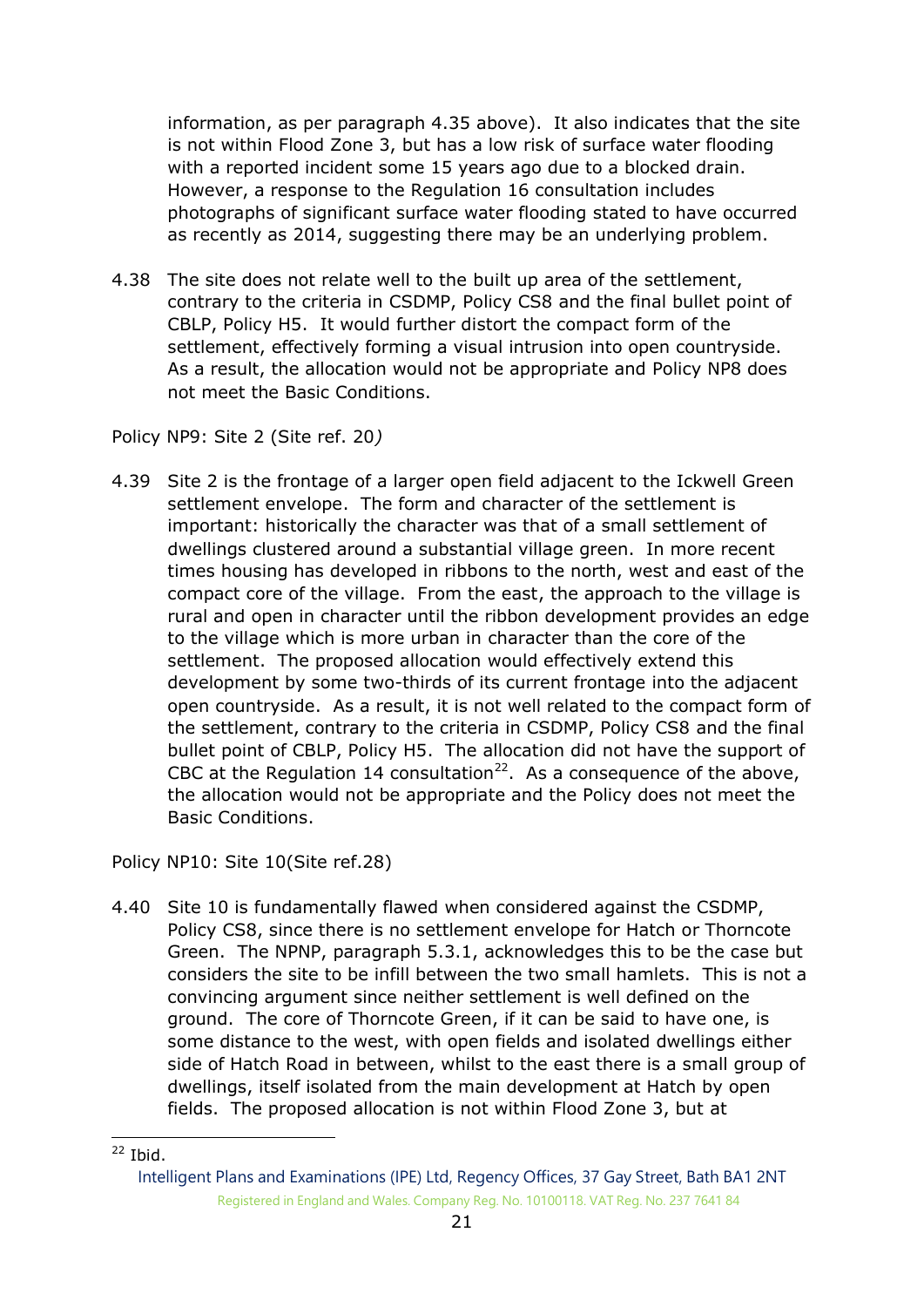information, as per paragraph 4.35 above). It also indicates that the site is not within Flood Zone 3, but has a low risk of surface water flooding with a reported incident some 15 years ago due to a blocked drain. However, a response to the Regulation 16 consultation includes photographs of significant surface water flooding stated to have occurred as recently as 2014, suggesting there may be an underlying problem.

4.38 The site does not relate well to the built up area of the settlement, contrary to the criteria in CSDMP, Policy CS8 and the final bullet point of CBLP, Policy H5. It would further distort the compact form of the settlement, effectively forming a visual intrusion into open countryside. As a result, the allocation would not be appropriate and Policy NP8 does not meet the Basic Conditions.

Policy NP9: Site 2 (Site ref. 20*)*

4.39 Site 2 is the frontage of a larger open field adjacent to the Ickwell Green settlement envelope. The form and character of the settlement is important: historically the character was that of a small settlement of dwellings clustered around a substantial village green. In more recent times housing has developed in ribbons to the north, west and east of the compact core of the village. From the east, the approach to the village is rural and open in character until the ribbon development provides an edge to the village which is more urban in character than the core of the settlement. The proposed allocation would effectively extend this development by some two-thirds of its current frontage into the adjacent open countryside. As a result, it is not well related to the compact form of the settlement, contrary to the criteria in CSDMP, Policy CS8 and the final bullet point of CBLP, Policy H5. The allocation did not have the support of CBC at the Regulation 14 consultation[22]. As a consequence of the above, the allocation would not be appropriate and the Policy does not meet the Basic Conditions.

Policy NP10: Site 10(Site ref.28)

4.40 Site 10 is fundamentally flawed when considered against the CSDMP, Policy CS8, since there is no settlement envelope for Hatch or Thorncote Green. The NPNP, paragraph 5.3.1, acknowledges this to be the case but considers the site to be infill between the two small hamlets. This is not a convincing argument since neither settlement is well defined on the ground. The core of Thorncote Green, if it can be said to have one, is some distance to the west, with open fields and isolated dwellings either side of Hatch Road in between, whilst to the east there is a small group of dwellings, itself isolated from the main development at Hatch by open fields. The proposed allocation is not within Flood Zone 3, but at

[22] Ibid.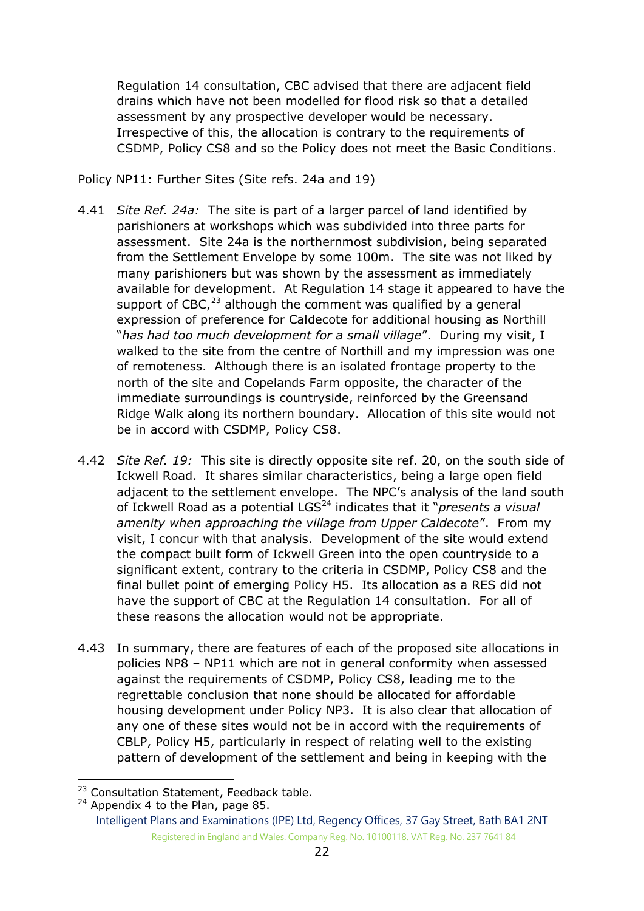Regulation 14 consultation, CBC advised that there are adjacent field drains which have not been modelled for flood risk so that a detailed assessment by any prospective developer would be necessary. Irrespective of this, the allocation is contrary to the requirements of CSDMP, Policy CS8 and so the Policy does not meet the Basic Conditions.

Policy NP11: Further Sites (Site refs. 24a and 19)

4.41 *Site Ref. 24a:* The site is part of a larger parcel of land identified by parishioners at workshops which was subdivided into three parts for assessment. Site 24a is the northernmost subdivision, being separated from the Settlement Envelope by some 100m. The site was not liked by many parishioners but was shown by the assessment as immediately available for development. At Regulation 14 stage it appeared to have the support of CBC,[23] although the comment was qualified by a general expression of preference for Caldecote for additional housing as Northill "*has had too much development for a small village*". During my visit, I walked to the site from the centre of Northill and my impression was one of remoteness. Although there is an isolated frontage property to the north of the site and Copelands Farm opposite, the character of the immediate surroundings is countryside, reinforced by the Greensand Ridge Walk along its northern boundary. Allocation of this site would not be in accord with CSDMP, Policy CS8.

4.42 *Site Ref. 19:* This site is directly opposite site ref. 20, on the south side of Ickwell Road. It shares similar characteristics, being a large open field adjacent to the settlement envelope. The NPC's analysis of the land south of Ickwell Road as a potential LGS[24] indicates that it "*presents a visual amenity when approaching the village from Upper Caldecote*". From my visit, I concur with that analysis. Development of the site would extend the compact built form of Ickwell Green into the open countryside to a significant extent, contrary to the criteria in CSDMP, Policy CS8 and the final bullet point of emerging Policy H5. Its allocation as a RES did not have the support of CBC at the Regulation 14 consultation. For all of these reasons the allocation would not be appropriate.

4.43 In summary, there are features of each of the proposed site allocations in policies NP8 – NP11 which are not in general conformity when assessed against the requirements of CSDMP, Policy CS8, leading me to the regrettable conclusion that none should be allocated for affordable housing development under Policy NP3. It is also clear that allocation of any one of these sites would not be in accord with the requirements of CBLP, Policy H5, particularly in respect of relating well to the existing pattern of development of the settlement and being in keeping with the

[23] Consultation Statement, Feedback table.
[24] Appendix 4 to the Plan, page 85.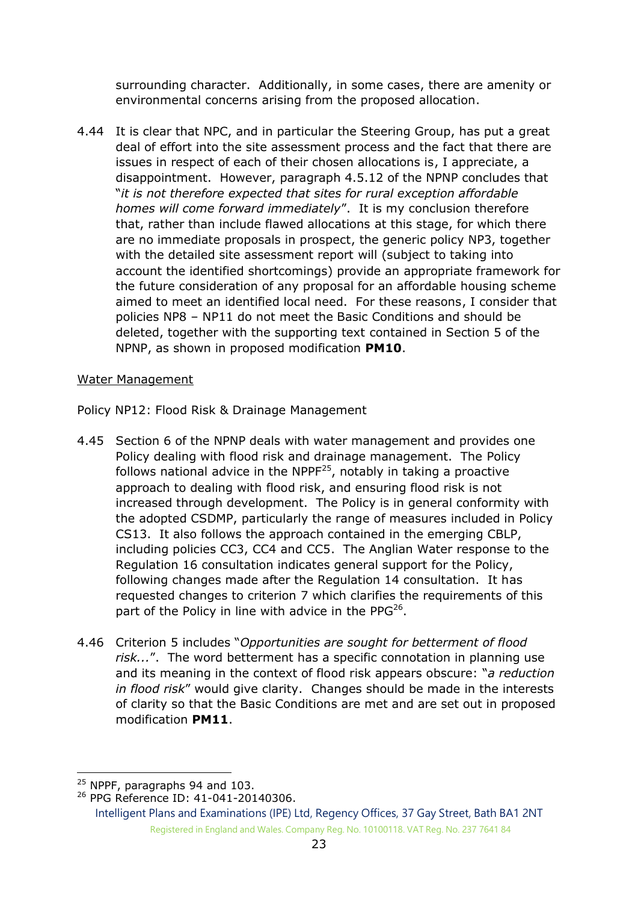surrounding character. Additionally, in some cases, there are amenity or environmental concerns arising from the proposed allocation.

4.44 It is clear that NPC, and in particular the Steering Group, has put a great deal of effort into the site assessment process and the fact that there are issues in respect of each of their chosen allocations is, I appreciate, a disappointment. However, paragraph 4.5.12 of the NPNP concludes that "*it is not therefore expected that sites for rural exception affordable homes will come forward immediately*". It is my conclusion therefore that, rather than include flawed allocations at this stage, for which there are no immediate proposals in prospect, the generic policy NP3, together with the detailed site assessment report will (subject to taking into account the identified shortcomings) provide an appropriate framework for the future consideration of any proposal for an affordable housing scheme aimed to meet an identified local need. For these reasons, I consider that policies NP8 – NP11 do not meet the Basic Conditions and should be deleted, together with the supporting text contained in Section 5 of the NPNP, as shown in proposed modification **PM10**.

<u>Water Management</u>

Policy NP12: Flood Risk & Drainage Management

4.45 Section 6 of the NPNP deals with water management and provides one Policy dealing with flood risk and drainage management. The Policy follows national advice in the NPPF[25], notably in taking a proactive approach to dealing with flood risk, and ensuring flood risk is not increased through development. The Policy is in general conformity with the adopted CSDMP, particularly the range of measures included in Policy CS13. It also follows the approach contained in the emerging CBLP, including policies CC3, CC4 and CC5. The Anglian Water response to the Regulation 16 consultation indicates general support for the Policy, following changes made after the Regulation 14 consultation. It has requested changes to criterion 7 which clarifies the requirements of this part of the Policy in line with advice in the PPG[26].

4.46 Criterion 5 includes "*Opportunities are sought for betterment of flood risk...*". The word betterment has a specific connotation in planning use and its meaning in the context of flood risk appears obscure: "*a reduction in flood risk*" would give clarity. Changes should be made in the interests of clarity so that the Basic Conditions are met and are set out in proposed modification **PM11**.

---

[25] NPPF, paragraphs 94 and 103.

[26] PPG Reference ID: 41-041-20140306.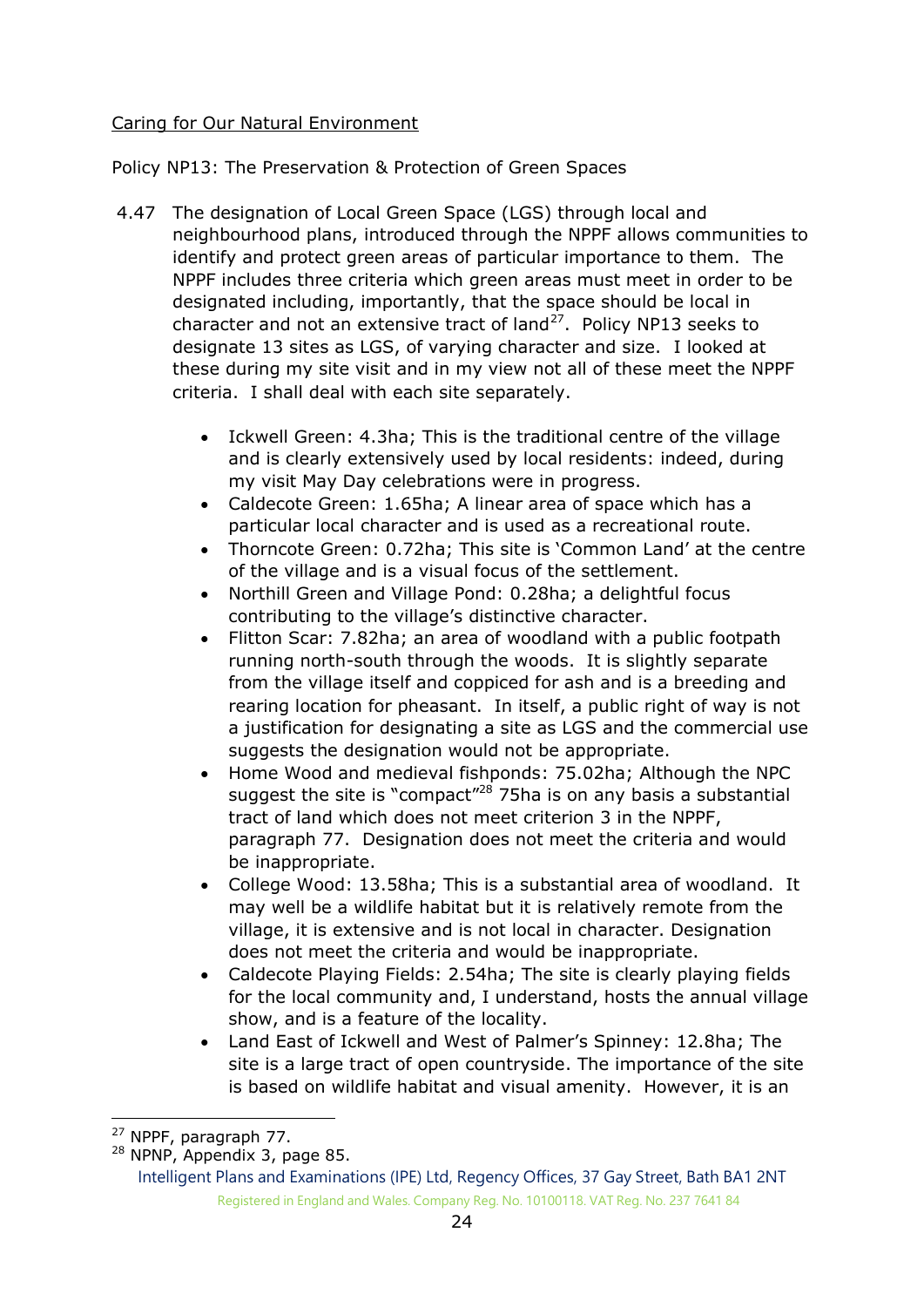Caring for Our Natural Environment

Policy NP13: The Preservation & Protection of Green Spaces

4.47 The designation of Local Green Space (LGS) through local and neighbourhood plans, introduced through the NPPF allows communities to identify and protect green areas of particular importance to them. The NPPF includes three criteria which green areas must meet in order to be designated including, importantly, that the space should be local in character and not an extensive tract of land[27]. Policy NP13 seeks to designate 13 sites as LGS, of varying character and size. I looked at these during my site visit and in my view not all of these meet the NPPF criteria. I shall deal with each site separately.

- Ickwell Green: 4.3ha; This is the traditional centre of the village and is clearly extensively used by local residents: indeed, during my visit May Day celebrations were in progress.
- Caldecote Green: 1.65ha; A linear area of space which has a particular local character and is used as a recreational route.
- Thorncote Green: 0.72ha; This site is 'Common Land' at the centre of the village and is a visual focus of the settlement.
- Northill Green and Village Pond: 0.28ha; a delightful focus contributing to the village's distinctive character.
- Flitton Scar: 7.82ha; an area of woodland with a public footpath running north-south through the woods. It is slightly separate from the village itself and coppiced for ash and is a breeding and rearing location for pheasant. In itself, a public right of way is not a justification for designating a site as LGS and the commercial use suggests the designation would not be appropriate.
- Home Wood and medieval fishponds: 75.02ha; Although the NPC suggest the site is "compact"[28] 75ha is on any basis a substantial tract of land which does not meet criterion 3 in the NPPF, paragraph 77. Designation does not meet the criteria and would be inappropriate.
- College Wood: 13.58ha; This is a substantial area of woodland. It may well be a wildlife habitat but it is relatively remote from the village, it is extensive and is not local in character. Designation does not meet the criteria and would be inappropriate.
- Caldecote Playing Fields: 2.54ha; The site is clearly playing fields for the local community and, I understand, hosts the annual village show, and is a feature of the locality.
- Land East of Ickwell and West of Palmer's Spinney: 12.8ha; The site is a large tract of open countryside. The importance of the site is based on wildlife habitat and visual amenity. However, it is an

[27] NPPF, paragraph 77.
[28] NPNP, Appendix 3, page 85.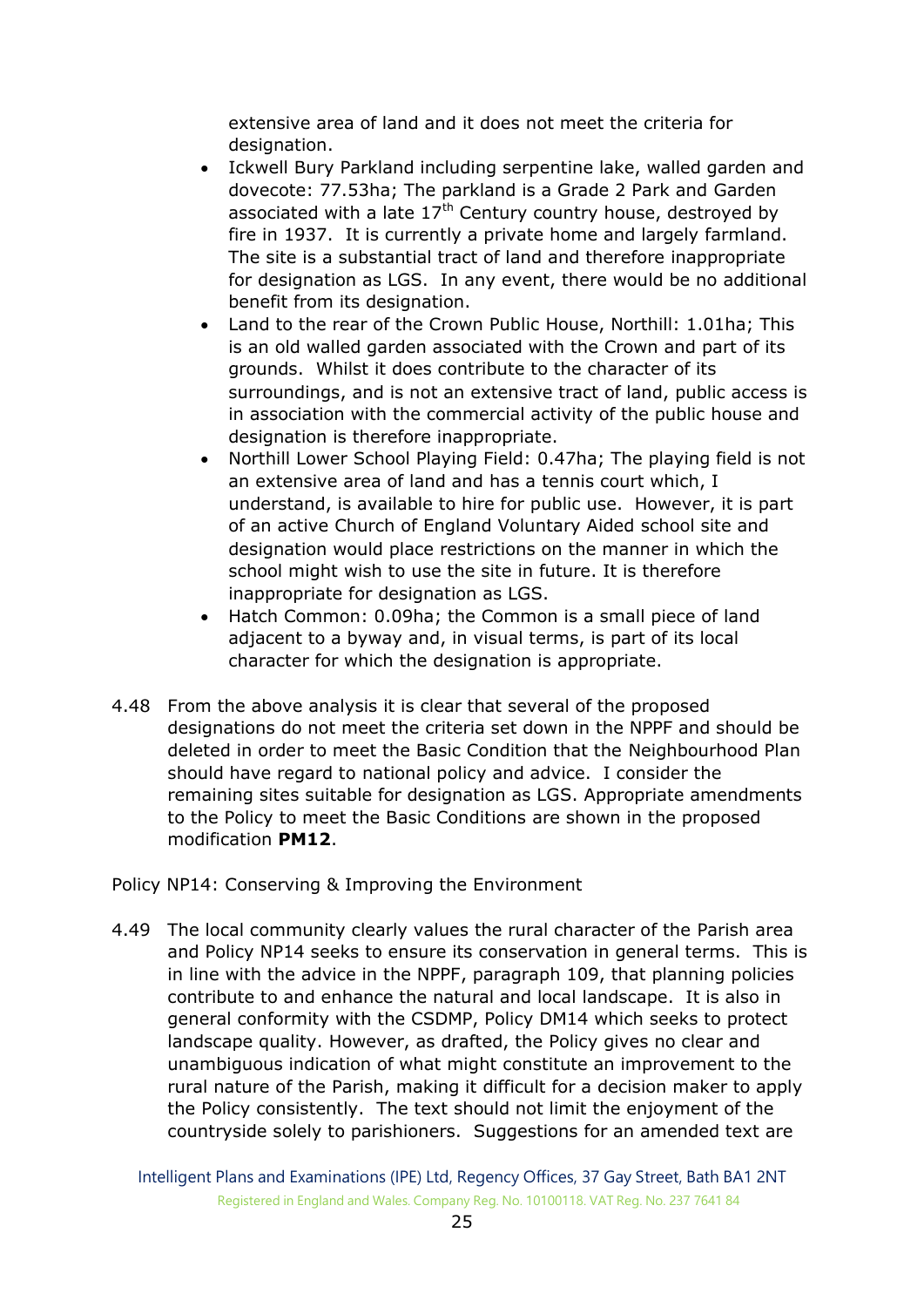extensive area of land and it does not meet the criteria for designation.

- Ickwell Bury Parkland including serpentine lake, walled garden and dovecote: 77.53ha; The parkland is a Grade 2 Park and Garden associated with a late 17th Century country house, destroyed by fire in 1937. It is currently a private home and largely farmland. The site is a substantial tract of land and therefore inappropriate for designation as LGS. In any event, there would be no additional benefit from its designation.
- Land to the rear of the Crown Public House, Northill: 1.01ha; This is an old walled garden associated with the Crown and part of its grounds. Whilst it does contribute to the character of its surroundings, and is not an extensive tract of land, public access is in association with the commercial activity of the public house and designation is therefore inappropriate.
- Northill Lower School Playing Field: 0.47ha; The playing field is not an extensive area of land and has a tennis court which, I understand, is available to hire for public use. However, it is part of an active Church of England Voluntary Aided school site and designation would place restrictions on the manner in which the school might wish to use the site in future. It is therefore inappropriate for designation as LGS.
- Hatch Common: 0.09ha; the Common is a small piece of land adjacent to a byway and, in visual terms, is part of its local character for which the designation is appropriate.

4.48 From the above analysis it is clear that several of the proposed designations do not meet the criteria set down in the NPPF and should be deleted in order to meet the Basic Condition that the Neighbourhood Plan should have regard to national policy and advice. I consider the remaining sites suitable for designation as LGS. Appropriate amendments to the Policy to meet the Basic Conditions are shown in the proposed modification **PM12**.

Policy NP14: Conserving & Improving the Environment

4.49 The local community clearly values the rural character of the Parish area and Policy NP14 seeks to ensure its conservation in general terms. This is in line with the advice in the NPPF, paragraph 109, that planning policies contribute to and enhance the natural and local landscape. It is also in general conformity with the CSDMP, Policy DM14 which seeks to protect landscape quality. However, as drafted, the Policy gives no clear and unambiguous indication of what might constitute an improvement to the rural nature of the Parish, making it difficult for a decision maker to apply the Policy consistently. The text should not limit the enjoyment of the countryside solely to parishioners. Suggestions for an amended text are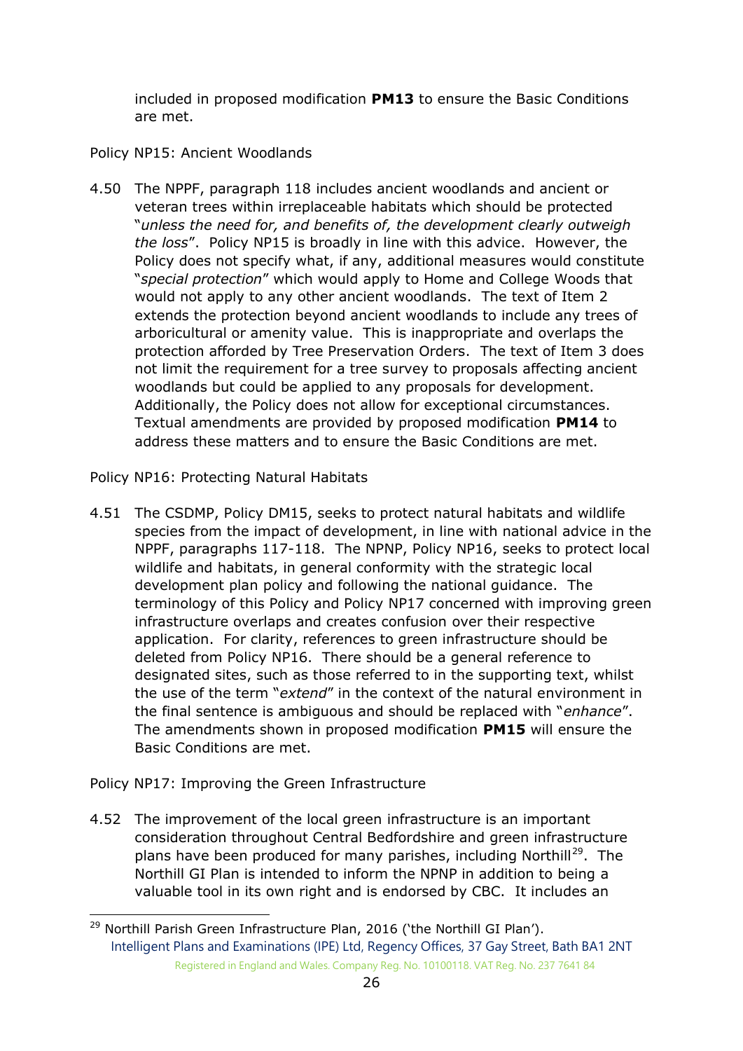included in proposed modification **PM13** to ensure the Basic Conditions are met.

Policy NP15: Ancient Woodlands

4.50 The NPPF, paragraph 118 includes ancient woodlands and ancient or veteran trees within irreplaceable habitats which should be protected "*unless the need for, and benefits of, the development clearly outweigh the loss*". Policy NP15 is broadly in line with this advice. However, the Policy does not specify what, if any, additional measures would constitute "*special protection*" which would apply to Home and College Woods that would not apply to any other ancient woodlands. The text of Item 2 extends the protection beyond ancient woodlands to include any trees of arboricultural or amenity value. This is inappropriate and overlaps the protection afforded by Tree Preservation Orders. The text of Item 3 does not limit the requirement for a tree survey to proposals affecting ancient woodlands but could be applied to any proposals for development. Additionally, the Policy does not allow for exceptional circumstances. Textual amendments are provided by proposed modification **PM14** to address these matters and to ensure the Basic Conditions are met.

Policy NP16: Protecting Natural Habitats

4.51 The CSDMP, Policy DM15, seeks to protect natural habitats and wildlife species from the impact of development, in line with national advice in the NPPF, paragraphs 117-118. The NPNP, Policy NP16, seeks to protect local wildlife and habitats, in general conformity with the strategic local development plan policy and following the national guidance. The terminology of this Policy and Policy NP17 concerned with improving green infrastructure overlaps and creates confusion over their respective application. For clarity, references to green infrastructure should be deleted from Policy NP16. There should be a general reference to designated sites, such as those referred to in the supporting text, whilst the use of the term "*extend*" in the context of the natural environment in the final sentence is ambiguous and should be replaced with "*enhance*". The amendments shown in proposed modification **PM15** will ensure the Basic Conditions are met.

Policy NP17: Improving the Green Infrastructure

4.52 The improvement of the local green infrastructure is an important consideration throughout Central Bedfordshire and green infrastructure plans have been produced for many parishes, including Northill[29]. The Northill GI Plan is intended to inform the NPNP in addition to being a valuable tool in its own right and is endorsed by CBC. It includes an

[29] Northill Parish Green Infrastructure Plan, 2016 ('the Northill GI Plan').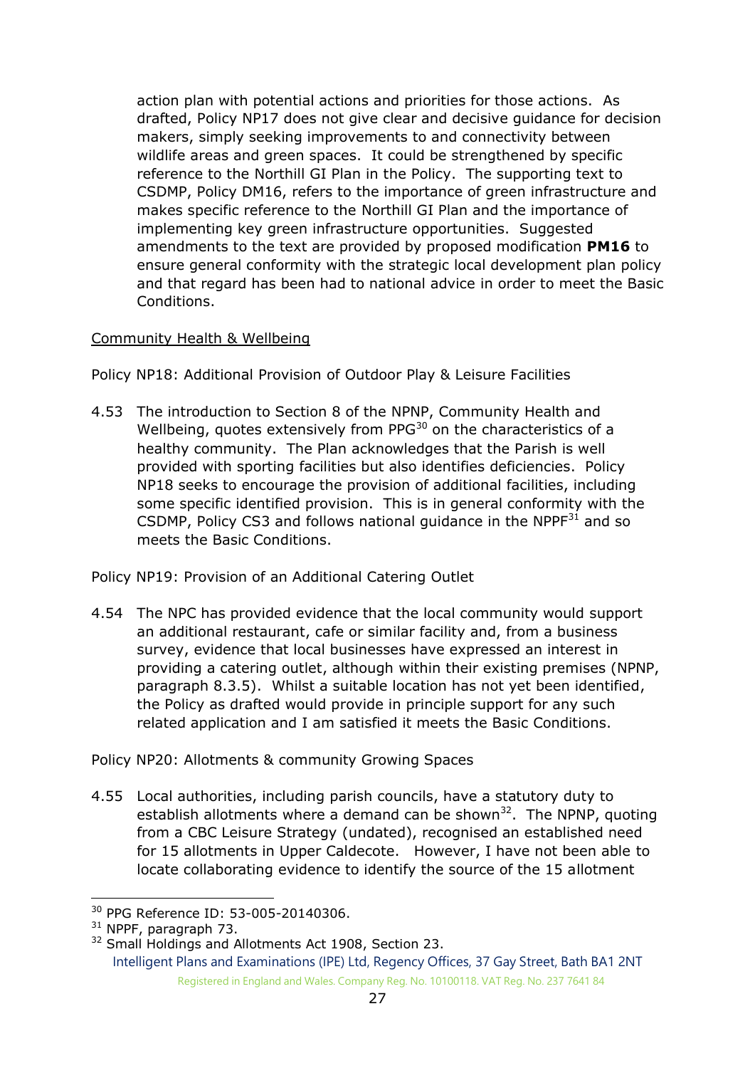action plan with potential actions and priorities for those actions. As drafted, Policy NP17 does not give clear and decisive guidance for decision makers, simply seeking improvements to and connectivity between wildlife areas and green spaces. It could be strengthened by specific reference to the Northill GI Plan in the Policy. The supporting text to CSDMP, Policy DM16, refers to the importance of green infrastructure and makes specific reference to the Northill GI Plan and the importance of implementing key green infrastructure opportunities. Suggested amendments to the text are provided by proposed modification **PM16** to ensure general conformity with the strategic local development plan policy and that regard has been had to national advice in order to meet the Basic Conditions.

Community Health & Wellbeing

Policy NP18: Additional Provision of Outdoor Play & Leisure Facilities

4.53 The introduction to Section 8 of the NPNP, Community Health and Wellbeing, quotes extensively from PPG[30] on the characteristics of a healthy community. The Plan acknowledges that the Parish is well provided with sporting facilities but also identifies deficiencies. Policy NP18 seeks to encourage the provision of additional facilities, including some specific identified provision. This is in general conformity with the CSDMP, Policy CS3 and follows national guidance in the NPPF[31] and so meets the Basic Conditions.

Policy NP19: Provision of an Additional Catering Outlet

4.54 The NPC has provided evidence that the local community would support an additional restaurant, cafe or similar facility and, from a business survey, evidence that local businesses have expressed an interest in providing a catering outlet, although within their existing premises (NPNP, paragraph 8.3.5). Whilst a suitable location has not yet been identified, the Policy as drafted would provide in principle support for any such related application and I am satisfied it meets the Basic Conditions.

Policy NP20: Allotments & community Growing Spaces

4.55 Local authorities, including parish councils, have a statutory duty to establish allotments where a demand can be shown[32]. The NPNP, quoting from a CBC Leisure Strategy (undated), recognised an established need for 15 allotments in Upper Caldecote. However, I have not been able to locate collaborating evidence to identify the source of the 15 allotment

---

[30] PPG Reference ID: 53-005-20140306.

[31] NPPF, paragraph 73.

[32] Small Holdings and Allotments Act 1908, Section 23.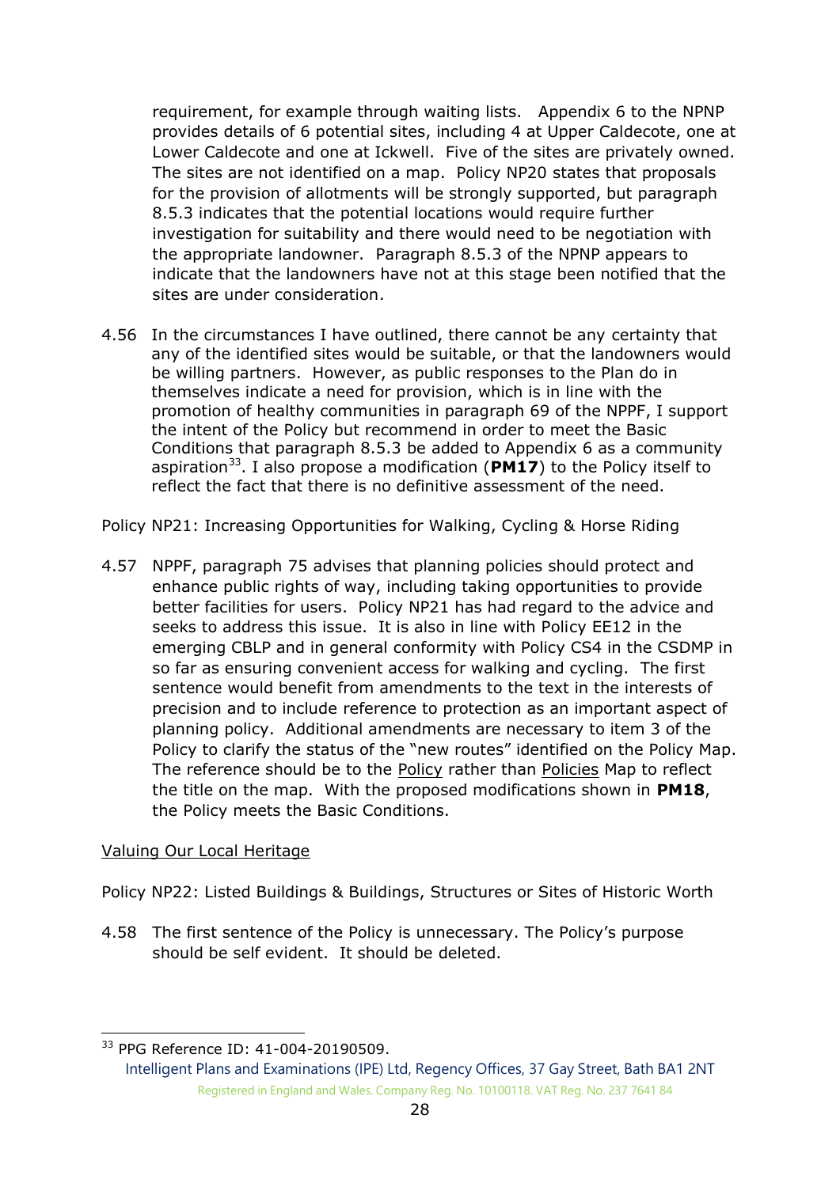requirement, for example through waiting lists. Appendix 6 to the NPNP provides details of 6 potential sites, including 4 at Upper Caldecote, one at Lower Caldecote and one at Ickwell. Five of the sites are privately owned. The sites are not identified on a map. Policy NP20 states that proposals for the provision of allotments will be strongly supported, but paragraph 8.5.3 indicates that the potential locations would require further investigation for suitability and there would need to be negotiation with the appropriate landowner. Paragraph 8.5.3 of the NPNP appears to indicate that the landowners have not at this stage been notified that the sites are under consideration.

4.56 In the circumstances I have outlined, there cannot be any certainty that any of the identified sites would be suitable, or that the landowners would be willing partners. However, as public responses to the Plan do in themselves indicate a need for provision, which is in line with the promotion of healthy communities in paragraph 69 of the NPPF, I support the intent of the Policy but recommend in order to meet the Basic Conditions that paragraph 8.5.3 be added to Appendix 6 as a community aspiration[33]. I also propose a modification (**PM17**) to the Policy itself to reflect the fact that there is no definitive assessment of the need.

Policy NP21: Increasing Opportunities for Walking, Cycling & Horse Riding

4.57 NPPF, paragraph 75 advises that planning policies should protect and enhance public rights of way, including taking opportunities to provide better facilities for users. Policy NP21 has had regard to the advice and seeks to address this issue. It is also in line with Policy EE12 in the emerging CBLP and in general conformity with Policy CS4 in the CSDMP in so far as ensuring convenient access for walking and cycling. The first sentence would benefit from amendments to the text in the interests of precision and to include reference to protection as an important aspect of planning policy. Additional amendments are necessary to item 3 of the Policy to clarify the status of the "new routes" identified on the Policy Map. The reference should be to the <u>Policy</u> rather than <u>Policies</u> Map to reflect the title on the map. With the proposed modifications shown in **PM18**, the Policy meets the Basic Conditions.

<u>Valuing Our Local Heritage</u>

Policy NP22: Listed Buildings & Buildings, Structures or Sites of Historic Worth

4.58 The first sentence of the Policy is unnecessary. The Policy's purpose should be self evident. It should be deleted.

[33] PPG Reference ID: 41-004-20190509.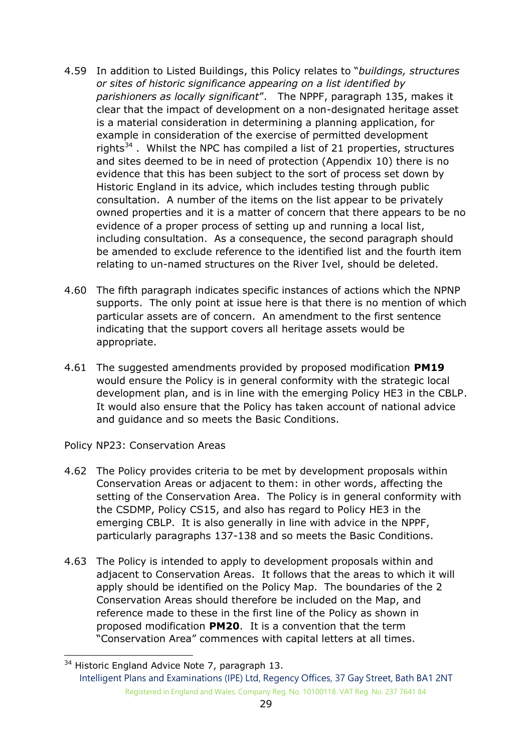4.59 In addition to Listed Buildings, this Policy relates to "*buildings, structures or sites of historic significance appearing on a list identified by parishioners as locally significant*". The NPPF, paragraph 135, makes it clear that the impact of development on a non-designated heritage asset is a material consideration in determining a planning application, for example in consideration of the exercise of permitted development rights[34]. Whilst the NPC has compiled a list of 21 properties, structures and sites deemed to be in need of protection (Appendix 10) there is no evidence that this has been subject to the sort of process set down by Historic England in its advice, which includes testing through public consultation. A number of the items on the list appear to be privately owned properties and it is a matter of concern that there appears to be no evidence of a proper process of setting up and running a local list, including consultation. As a consequence, the second paragraph should be amended to exclude reference to the identified list and the fourth item relating to un-named structures on the River Ivel, should be deleted.

4.60 The fifth paragraph indicates specific instances of actions which the NPNP supports. The only point at issue here is that there is no mention of which particular assets are of concern. An amendment to the first sentence indicating that the support covers all heritage assets would be appropriate.

4.61 The suggested amendments provided by proposed modification **PM19** would ensure the Policy is in general conformity with the strategic local development plan, and is in line with the emerging Policy HE3 in the CBLP. It would also ensure that the Policy has taken account of national advice and guidance and so meets the Basic Conditions.

Policy NP23: Conservation Areas

4.62 The Policy provides criteria to be met by development proposals within Conservation Areas or adjacent to them: in other words, affecting the setting of the Conservation Area. The Policy is in general conformity with the CSDMP, Policy CS15, and also has regard to Policy HE3 in the emerging CBLP. It is also generally in line with advice in the NPPF, particularly paragraphs 137-138 and so meets the Basic Conditions.

4.63 The Policy is intended to apply to development proposals within and adjacent to Conservation Areas. It follows that the areas to which it will apply should be identified on the Policy Map. The boundaries of the 2 Conservation Areas should therefore be included on the Map, and reference made to these in the first line of the Policy as shown in proposed modification **PM20**. It is a convention that the term "Conservation Area" commences with capital letters at all times.

[34] Historic England Advice Note 7, paragraph 13.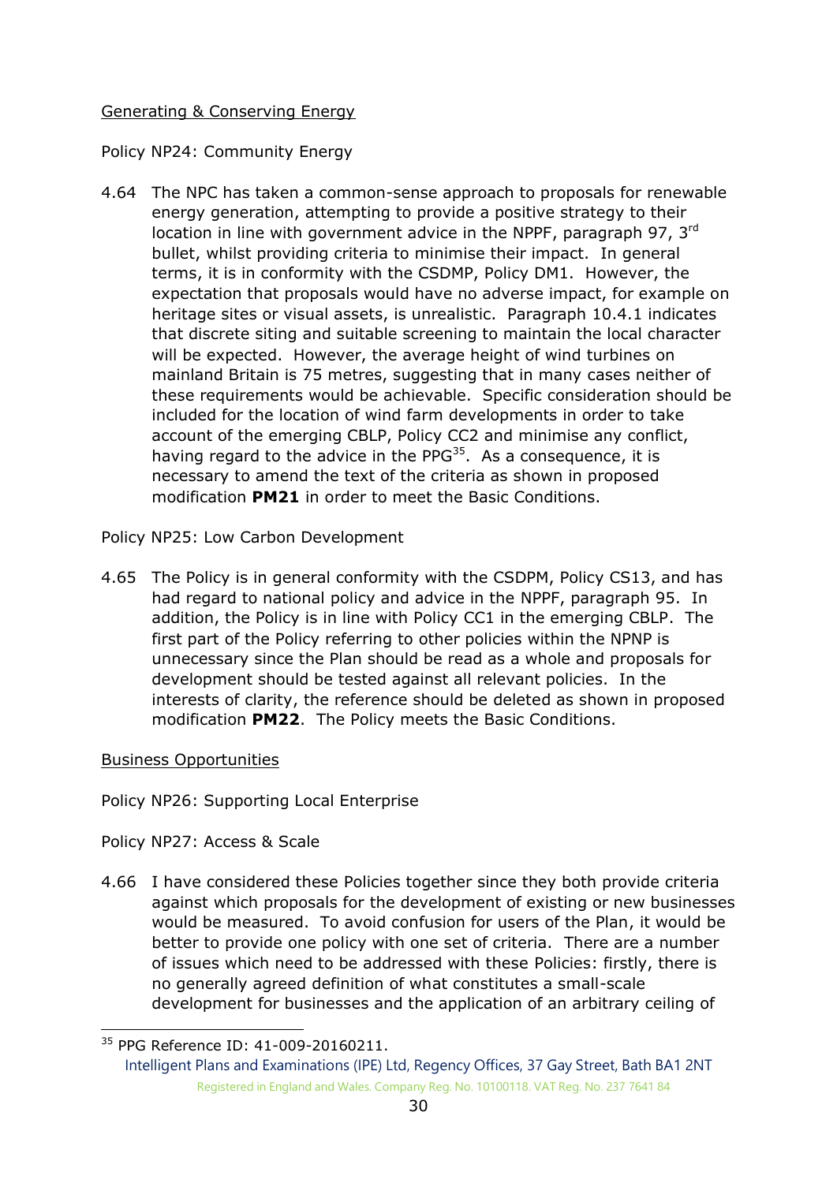Generating & Conserving Energy

Policy NP24: Community Energy

4.64 The NPC has taken a common-sense approach to proposals for renewable energy generation, attempting to provide a positive strategy to their location in line with government advice in the NPPF, paragraph 97, 3rd bullet, whilst providing criteria to minimise their impact. In general terms, it is in conformity with the CSDMP, Policy DM1. However, the expectation that proposals would have no adverse impact, for example on heritage sites or visual assets, is unrealistic. Paragraph 10.4.1 indicates that discrete siting and suitable screening to maintain the local character will be expected. However, the average height of wind turbines on mainland Britain is 75 metres, suggesting that in many cases neither of these requirements would be achievable. Specific consideration should be included for the location of wind farm developments in order to take account of the emerging CBLP, Policy CC2 and minimise any conflict, having regard to the advice in the PPG[35]. As a consequence, it is necessary to amend the text of the criteria as shown in proposed modification **PM21** in order to meet the Basic Conditions.

Policy NP25: Low Carbon Development

4.65 The Policy is in general conformity with the CSDPM, Policy CS13, and has had regard to national policy and advice in the NPPF, paragraph 95. In addition, the Policy is in line with Policy CC1 in the emerging CBLP. The first part of the Policy referring to other policies within the NPNP is unnecessary since the Plan should be read as a whole and proposals for development should be tested against all relevant policies. In the interests of clarity, the reference should be deleted as shown in proposed modification **PM22**. The Policy meets the Basic Conditions.

Business Opportunities

Policy NP26: Supporting Local Enterprise

Policy NP27: Access & Scale

4.66 I have considered these Policies together since they both provide criteria against which proposals for the development of existing or new businesses would be measured. To avoid confusion for users of the Plan, it would be better to provide one policy with one set of criteria. There are a number of issues which need to be addressed with these Policies: firstly, there is no generally agreed definition of what constitutes a small-scale development for businesses and the application of an arbitrary ceiling of

---

[35] PPG Reference ID: 41-009-20160211.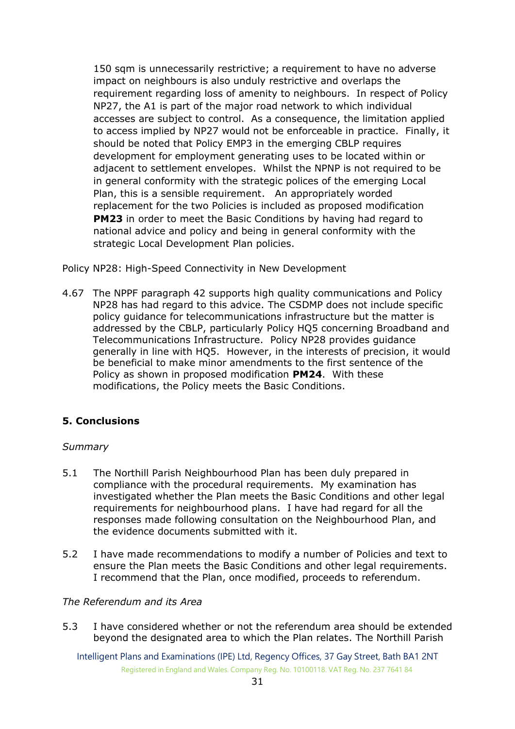150 sqm is unnecessarily restrictive; a requirement to have no adverse impact on neighbours is also unduly restrictive and overlaps the requirement regarding loss of amenity to neighbours. In respect of Policy NP27, the A1 is part of the major road network to which individual accesses are subject to control. As a consequence, the limitation applied to access implied by NP27 would not be enforceable in practice. Finally, it should be noted that Policy EMP3 in the emerging CBLP requires development for employment generating uses to be located within or adjacent to settlement envelopes. Whilst the NPNP is not required to be in general conformity with the strategic polices of the emerging Local Plan, this is a sensible requirement. An appropriately worded replacement for the two Policies is included as proposed modification **PM23** in order to meet the Basic Conditions by having had regard to national advice and policy and being in general conformity with the strategic Local Development Plan policies.

Policy NP28: High-Speed Connectivity in New Development

4.67 The NPPF paragraph 42 supports high quality communications and Policy NP28 has had regard to this advice. The CSDMP does not include specific policy guidance for telecommunications infrastructure but the matter is addressed by the CBLP, particularly Policy HQ5 concerning Broadband and Telecommunications Infrastructure. Policy NP28 provides guidance generally in line with HQ5. However, in the interests of precision, it would be beneficial to make minor amendments to the first sentence of the Policy as shown in proposed modification **PM24**. With these modifications, the Policy meets the Basic Conditions.

## 5. Conclusions

*Summary*

5.1 The Northill Parish Neighbourhood Plan has been duly prepared in compliance with the procedural requirements. My examination has investigated whether the Plan meets the Basic Conditions and other legal requirements for neighbourhood plans. I have had regard for all the responses made following consultation on the Neighbourhood Plan, and the evidence documents submitted with it.

5.2 I have made recommendations to modify a number of Policies and text to ensure the Plan meets the Basic Conditions and other legal requirements. I recommend that the Plan, once modified, proceeds to referendum.

*The Referendum and its Area*

5.3 I have considered whether or not the referendum area should be extended beyond the designated area to which the Plan relates. The Northill Parish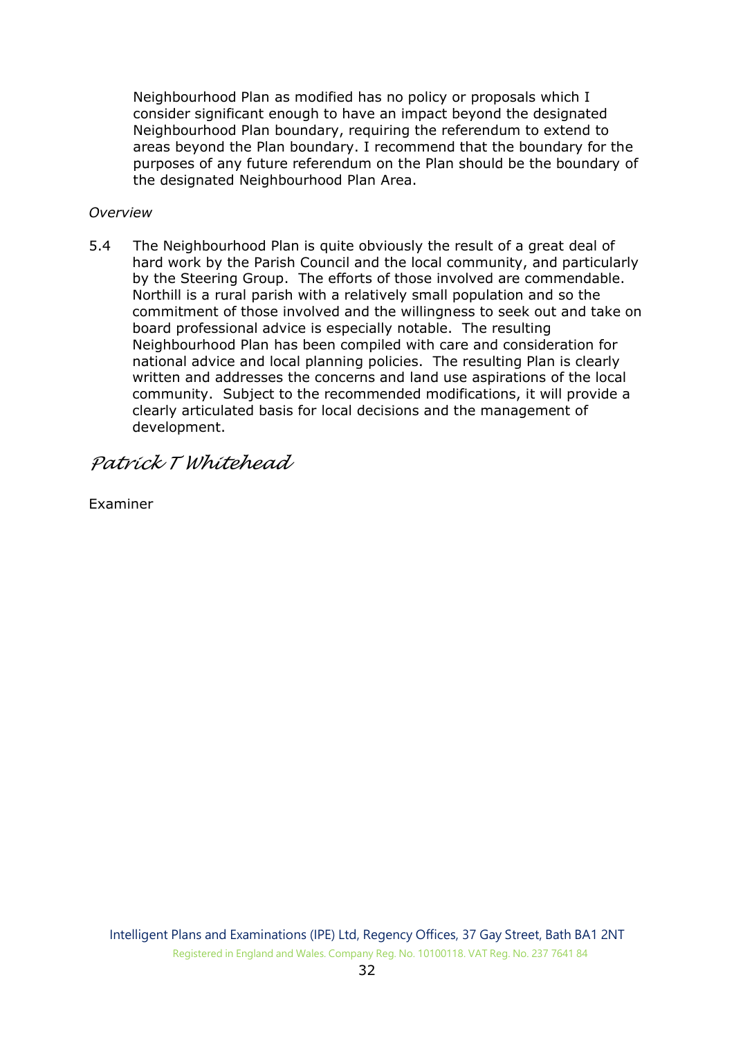Neighbourhood Plan as modified has no policy or proposals which I consider significant enough to have an impact beyond the designated Neighbourhood Plan boundary, requiring the referendum to extend to areas beyond the Plan boundary. I recommend that the boundary for the purposes of any future referendum on the Plan should be the boundary of the designated Neighbourhood Plan Area.

*Overview*

5.4 The Neighbourhood Plan is quite obviously the result of a great deal of hard work by the Parish Council and the local community, and particularly by the Steering Group. The efforts of those involved are commendable. Northill is a rural parish with a relatively small population and so the commitment of those involved and the willingness to seek out and take on board professional advice is especially notable. The resulting Neighbourhood Plan has been compiled with care and consideration for national advice and local planning policies. The resulting Plan is clearly written and addresses the concerns and land use aspirations of the local community. Subject to the recommended modifications, it will provide a clearly articulated basis for local decisions and the management of development.

*Patrick T Whitehead*

Examiner

Intelligent Plans and Examinations (IPE) Ltd, Regency Offices, 37 Gay Street, Bath BA1 2NT
Registered in England and Wales. Company Reg. No. 10100118. VAT Reg. No. 237 7641 84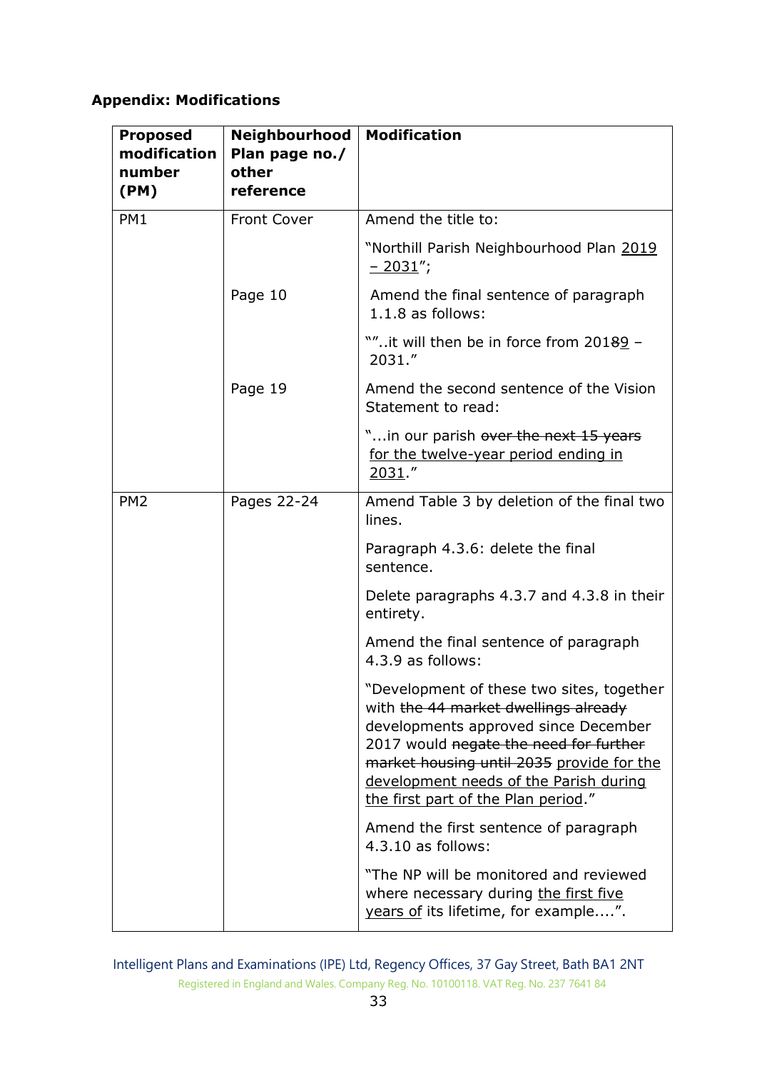**Appendix: Modifications**

| Proposed modification number (PM) | Neighbourhood Plan page no./ other reference | Modification |
|---|---|---|
| PM1 | Front Cover | Amend the title to:<br><br>"Northill Parish Neighbourhood Plan <u>2019 – 2031</u>"; |
| | Page 10 | Amend the final sentence of paragraph 1.1.8 as follows:<br><br>""..it will then be in force from 201~~8~~<u>9</u> – 2031." |
| | Page 19 | Amend the second sentence of the Vision Statement to read:<br><br>"...in our parish ~~over the next 15 years~~ <u>for the twelve-year period ending in 2031</u>." |
| PM2 | Pages 22-24 | Amend Table 3 by deletion of the final two lines.<br><br>Paragraph 4.3.6: delete the final sentence.<br><br>Delete paragraphs 4.3.7 and 4.3.8 in their entirety.<br><br>Amend the final sentence of paragraph 4.3.9 as follows:<br><br>"Development of these two sites, together with ~~the 44 market dwellings already~~ developments approved since December 2017 would ~~negate the need for further market housing until 2035~~ <u>provide for the development needs of the Parish during the first part of the Plan period</u>."<br><br>Amend the first sentence of paragraph 4.3.10 as follows:<br><br>"The NP will be monitored and reviewed where necessary during <u>the first five years of</u> its lifetime, for example....". |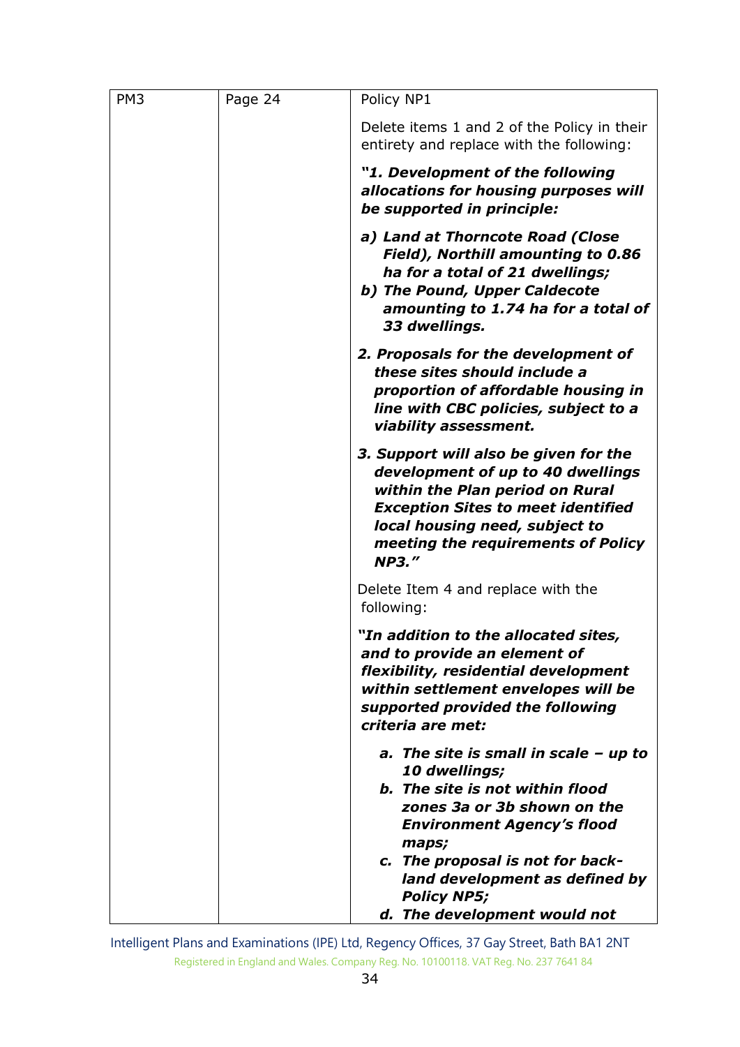| | | |
|---|---|---|
| PM3 | Page 24 | Policy NP1<br><br>Delete items 1 and 2 of the Policy in their entirety and replace with the following:<br><br>***"1. Development of the following allocations for housing purposes will be supported in principle:***<br><br>***a) Land at Thorncote Road (Close Field), Northill amounting to 0.86 ha for a total of 21 dwellings;***<br>***b) The Pound, Upper Caldecote amounting to 1.74 ha for a total of 33 dwellings.***<br><br>***2. Proposals for the development of these sites should include a proportion of affordable housing in line with CBC policies, subject to a viability assessment.***<br><br>***3. Support will also be given for the development of up to 40 dwellings within the Plan period on Rural Exception Sites to meet identified local housing need, subject to meeting the requirements of Policy NP3."***<br><br>Delete Item 4 and replace with the following:<br><br>***"In addition to the allocated sites, and to provide an element of flexibility, residential development within settlement envelopes will be supported provided the following criteria are met:***<br><br>***a. The site is small in scale – up to 10 dwellings;***<br>***b. The site is not within flood zones 3a or 3b shown on the Environment Agency's flood maps;***<br>***c. The proposal is not for back-land development as defined by Policy NP5;***<br>***d. The development would not*** |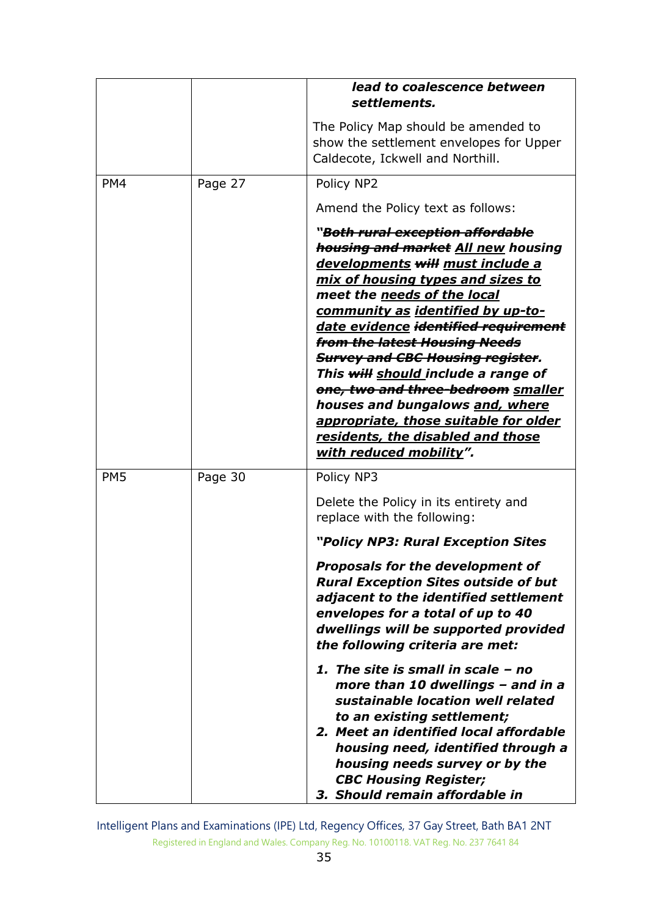| | | |
|---|---|---|
| | | ***lead to coalescence between settlements.***<br><br>The Policy Map should be amended to show the settlement envelopes for Upper Caldecote, Ickwell and Northill. |
| PM4 | Page 27 | Policy NP2<br><br>Amend the Policy text as follows:<br><br>***"~~Both rural exception affordable housing and market~~ <u>All new</u> housing <u>developments</u> ~~will~~ <u>must include a mix of housing types and sizes to</u> meet the <u>needs of the local community as</u> <u>identified by up-to-date evidence</u> ~~identified requirement from the latest Housing Needs Survey and CBC Housing register~~. This ~~will~~ <u>should</u> include a range of ~~one, two and three-bedroom~~ <u>smaller</u> houses and bungalows <u>and, where appropriate, those suitable for older residents, the disabled and those with reduced mobility</u>".*** |
| PM5 | Page 30 | Policy NP3<br><br>Delete the Policy in its entirety and replace with the following:<br><br>***"Policy NP3: Rural Exception Sites***<br><br>***Proposals for the development of Rural Exception Sites outside of but adjacent to the identified settlement envelopes for a total of up to 40 dwellings will be supported provided the following criteria are met:***<br><br>***1. The site is small in scale – no more than 10 dwellings – and in a sustainable location well related to an existing settlement;***<br>***2. Meet an identified local affordable housing need, identified through a housing needs survey or by the CBC Housing Register;***<br>***3. Should remain affordable in*** |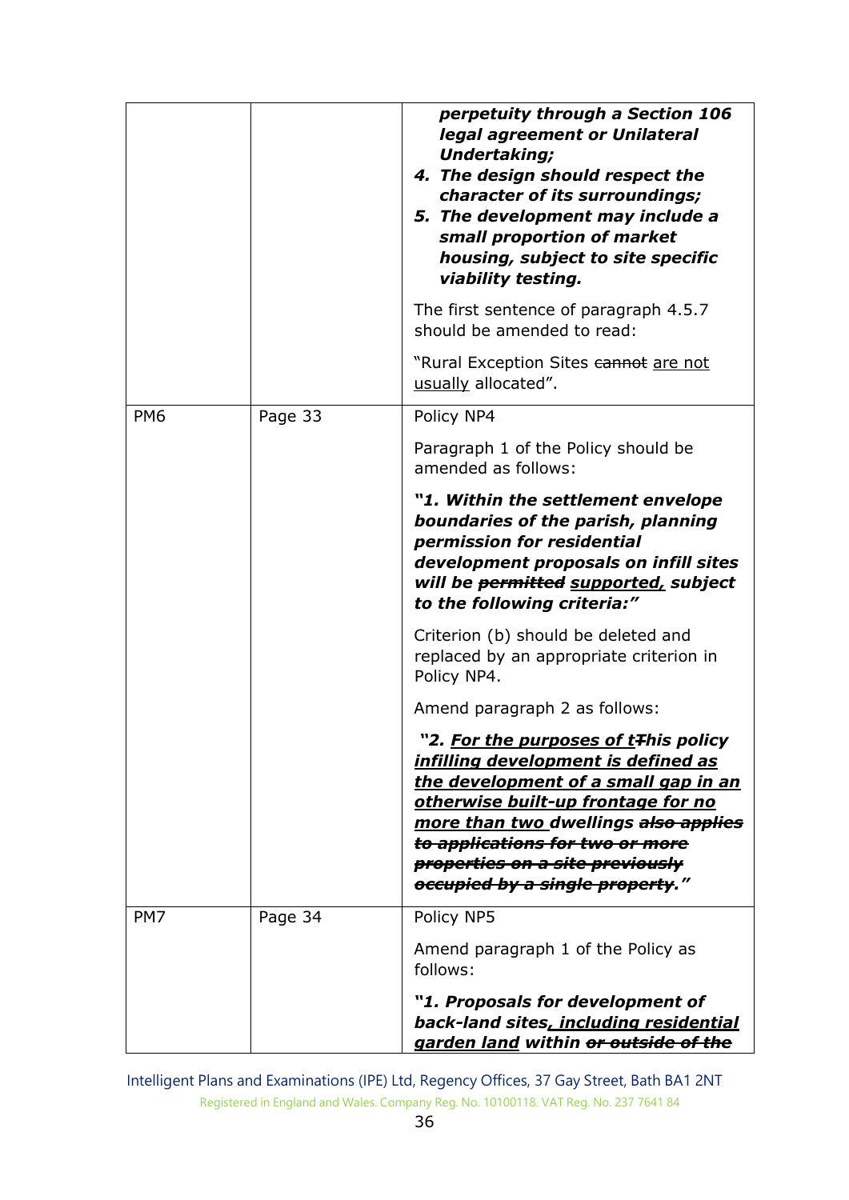| | | |
|---|---|---|
| | | ***perpetuity through a Section 106 legal agreement or Unilateral Undertaking;*** <br> ***4. The design should respect the character of its surroundings;*** <br> ***5. The development may include a small proportion of market housing, subject to site specific viability testing.*** <br><br> The first sentence of paragraph 4.5.7 should be amended to read: <br><br> "Rural Exception Sites ~~cannot~~ <u>are not usually</u> allocated". |
| PM6 | Page 33 | Policy NP4 <br><br> Paragraph 1 of the Policy should be amended as follows: <br><br> ***"1. Within the settlement envelope boundaries of the parish, planning permission for residential development proposals on infill sites will be ~~permitted~~ <u>supported,</u> subject to the following criteria:"*** <br><br> Criterion (b) should be deleted and replaced by an appropriate criterion in Policy NP4. <br><br> Amend paragraph 2 as follows: <br><br> ***"2. <u>For the purposes of t</u>~~T~~his policy <u>infilling development is defined as the development of a small gap in an otherwise built-up frontage for no more than two</u> dwellings ~~also applies to applications for two or more properties on a site previously occupied by a single property.~~"*** |
| PM7 | Page 34 | Policy NP5 <br><br> Amend paragraph 1 of the Policy as follows: <br><br> ***"1. Proposals for development of back-land sites<u>, including residential garden land</u> within ~~or outside of the~~*** |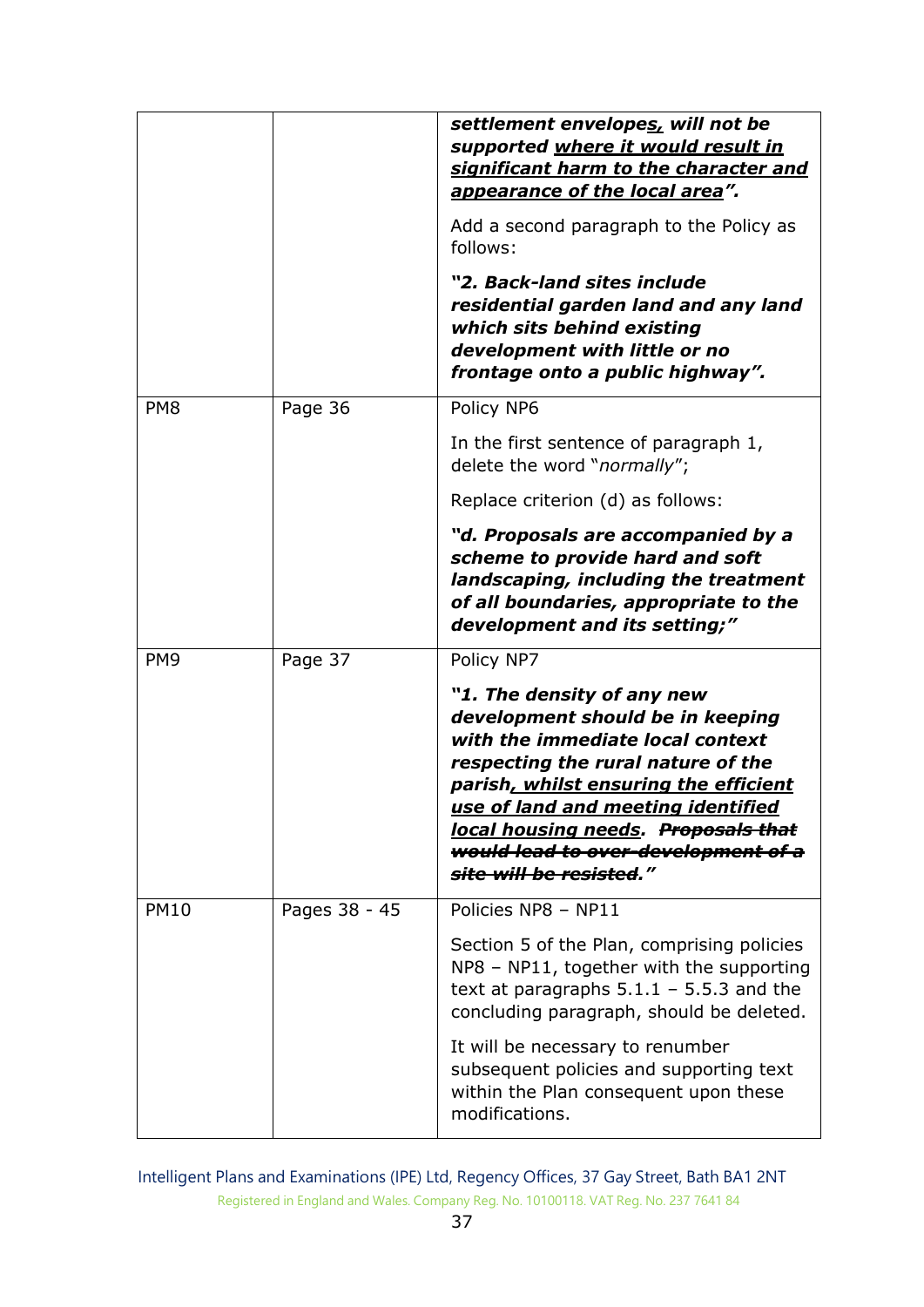| | | |
|---|---|---|
| | | ***settlement envelopes<u>,</u> will not be supported <u>where it would result in significant harm to the character and appearance of the local area</u>".***<br><br>Add a second paragraph to the Policy as follows:<br><br>***"2. Back-land sites include residential garden land and any land which sits behind existing development with little or no frontage onto a public highway".*** |
| PM8 | Page 36 | Policy NP6<br><br>In the first sentence of paragraph 1, delete the word "*normally*";<br><br>Replace criterion (d) as follows:<br><br>***"d. Proposals are accompanied by a scheme to provide hard and soft landscaping, including the treatment of all boundaries, appropriate to the development and its setting;"*** |
| PM9 | Page 37 | Policy NP7<br><br>***"1. The density of any new development should be in keeping with the immediate local context respecting the rural nature of the parish<u>, whilst ensuring the efficient use of land and meeting identified local housing needs</u>. ~~Proposals that would lead to over-development of a site will be resisted.~~"*** |
| PM10 | Pages 38 - 45 | Policies NP8 – NP11<br><br>Section 5 of the Plan, comprising policies NP8 – NP11, together with the supporting text at paragraphs 5.1.1 – 5.5.3 and the concluding paragraph, should be deleted.<br><br>It will be necessary to renumber subsequent policies and supporting text within the Plan consequent upon these modifications. |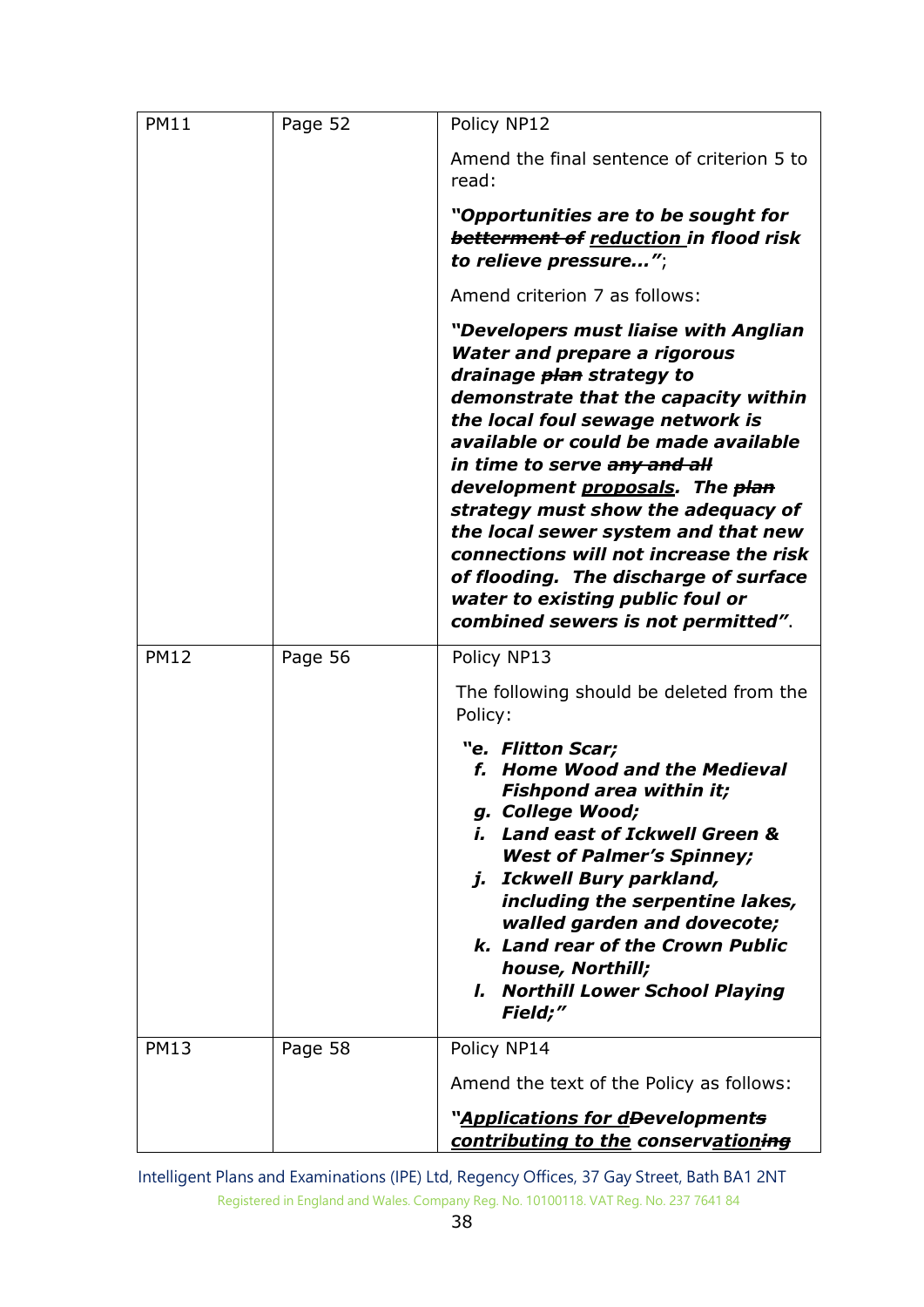| | | |
|---|---|---|
| PM11 | Page 52 | Policy NP12<br><br>Amend the final sentence of criterion 5 to read:<br><br>***"Opportunities are to be sought for ~~betterment of~~ <u>reduction</u> in flood risk to relieve pressure…"***;<br><br>Amend criterion 7 as follows:<br><br>***"Developers must liaise with Anglian Water and prepare a rigorous drainage ~~plan~~ strategy to demonstrate that the capacity within the local foul sewage network is available or could be made available in time to serve ~~any and all~~ development <u>proposals</u>. The ~~plan~~ strategy must show the adequacy of the local sewer system and that new connections will not increase the risk of flooding. The discharge of surface water to existing public foul or combined sewers is not permitted"***. |
| PM12 | Page 56 | Policy NP13<br><br>The following should be deleted from the Policy:<br><br>***"e. Flitton Scar;<br>f. Home Wood and the Medieval Fishpond area within it;<br>g. College Wood;<br>i. Land east of Ickwell Green & West of Palmer's Spinney;<br>j. Ickwell Bury parkland, including the serpentine lakes, walled garden and dovecote;<br>k. Land rear of the Crown Public house, Northill;<br>l. Northill Lower School Playing Field;"*** |
| PM13 | Page 58 | Policy NP14<br><br>Amend the text of the Policy as follows:<br><br>***"<u>Applications for d</u>~~D~~evelopment~~s~~ <u>contributing to the</u> conserv<u>ation</u>~~ing~~*** |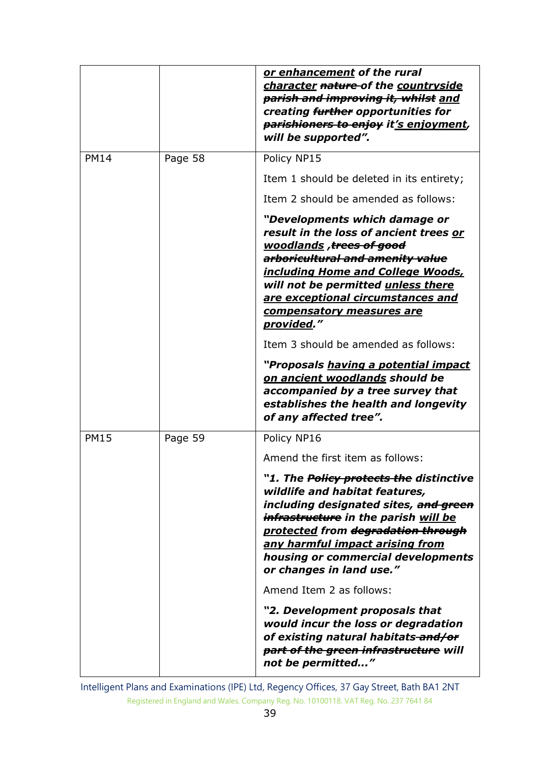| | | |
|---|---|---|
| | | ***<u>or enhancement</u> of the rural <u>character</u> ~~nature~~ of the <u>countryside</u> ~~parish and improving it, whilst~~ <u>and</u> creating ~~further~~ opportunities for ~~parishioners to enjoy~~ it<u>'s enjoyment</u>, will be supported".*** |
| PM14 | Page 58 | Policy NP15<br><br>Item 1 should be deleted in its entirety;<br><br>Item 2 should be amended as follows:<br><br>***"Developments which damage or result in the loss of ancient trees <u>or woodlands</u> ,~~trees of good arboricultural and amenity value~~ <u>including Home and College Woods,</u> will not be permitted <u>unless there are exceptional circumstances and compensatory measures are provided</u>."***<br><br>Item 3 should be amended as follows:<br><br>***"Proposals <u>having a potential impact on ancient woodlands</u> should be accompanied by a tree survey that establishes the health and longevity of any affected tree".*** |
| PM15 | Page 59 | Policy NP16<br><br>Amend the first item as follows:<br><br>***"1. The ~~Policy protects the~~ distinctive wildlife and habitat features, including designated sites, ~~and green infrastructure~~ in the parish <u>will be protected</u> from ~~degradation through~~ <u>any harmful impact arising from</u> housing or commercial developments or changes in land use."***<br><br>Amend Item 2 as follows:<br><br>***"2. Development proposals that would incur the loss or degradation of existing natural habitats ~~and/or part of the green infrastructure~~ will not be permitted…"*** |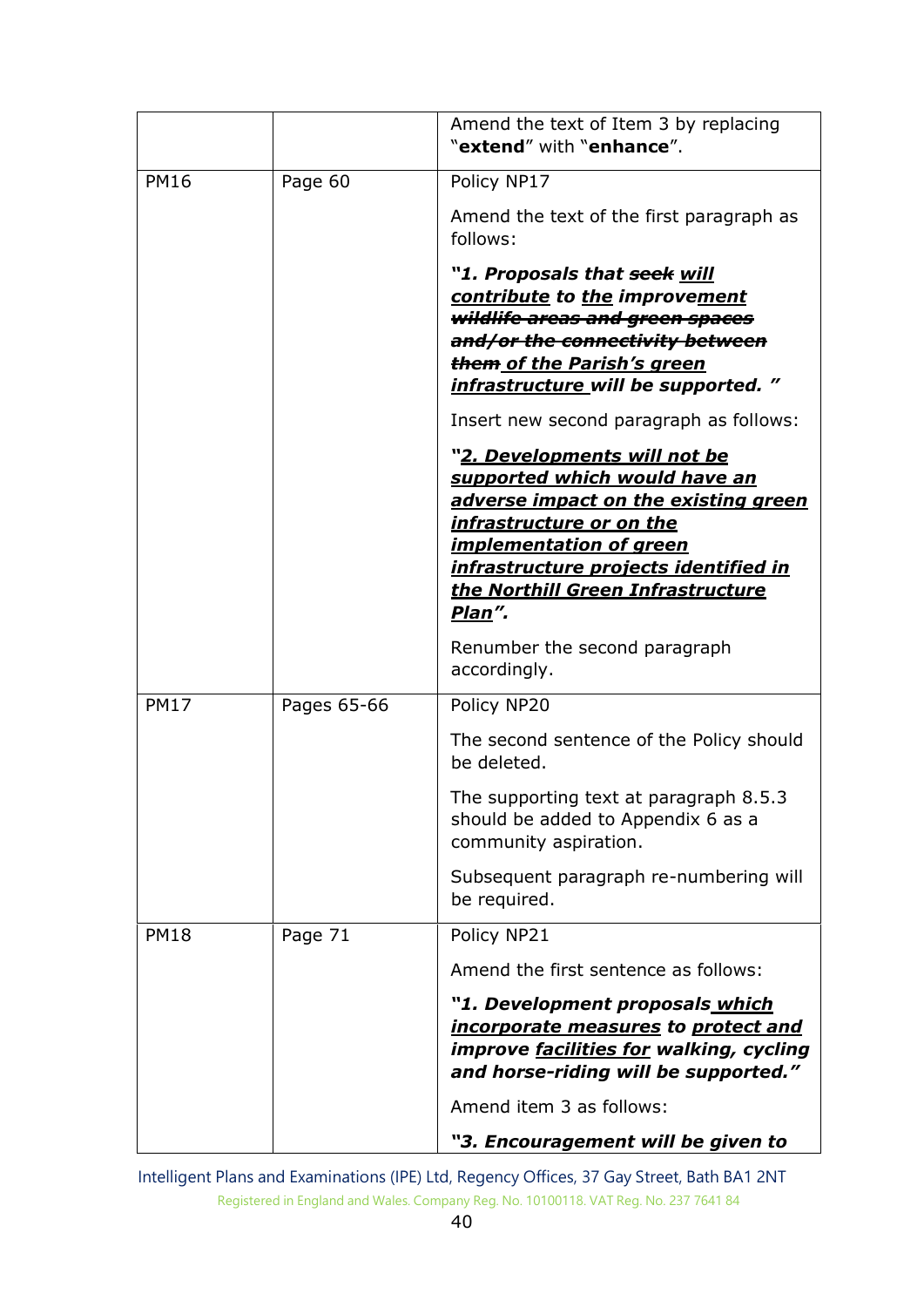|  |  |  |
|---|---|---|
|  |  | Amend the text of Item 3 by replacing "**extend**" with "**enhance**". |
| PM16 | Page 60 | Policy NP17<br><br>Amend the text of the first paragraph as follows:<br><br>***"1. Proposals that ~~seek~~ <u>will contribute</u> to <u>the</u> improve<u>ment</u> ~~wildlife areas and green spaces and/or the connectivity between them~~ <u>of the Parish's green infrastructure</u> will be supported. "***<br><br>Insert new second paragraph as follows:<br><br>***"<u>2. Developments will not be supported which would have an adverse impact on the existing green infrastructure or on the implementation of green infrastructure projects identified in the Northill Green Infrastructure Plan</u>".***<br><br>Renumber the second paragraph accordingly. |
| PM17 | Pages 65-66 | Policy NP20<br><br>The second sentence of the Policy should be deleted.<br><br>The supporting text at paragraph 8.5.3 should be added to Appendix 6 as a community aspiration.<br><br>Subsequent paragraph re-numbering will be required. |
| PM18 | Page 71 | Policy NP21<br><br>Amend the first sentence as follows:<br><br>***"1. Development proposals <u>which incorporate measures</u> to <u>protect and</u> improve <u>facilities for</u> walking, cycling and horse-riding will be supported."***<br><br>Amend item 3 as follows:<br><br>***"3. Encouragement will be given to*** |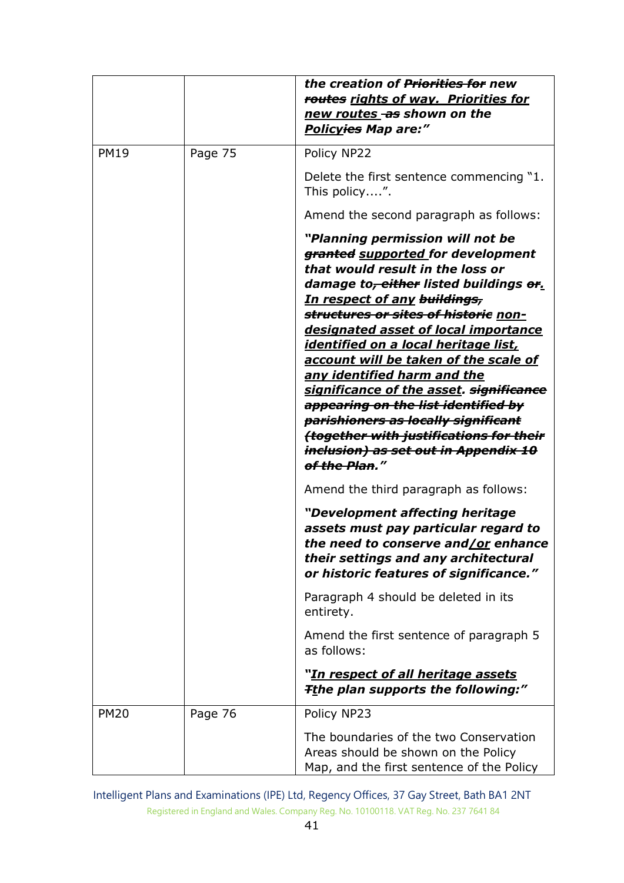| | | |
|---|---|---|
| | | ***the creation of ~~Priorities for~~ new ~~routes~~ <u>rights of way. Priorities for new routes</u> ~~as~~ shown on the <u>Policy</u>~~ies~~ Map are:”*** |
| PM19 | Page 75 | Policy NP22<br><br>Delete the first sentence commencing “1. This policy....”.<br><br>Amend the second paragraph as follows:<br><br>***“Planning permission will not be ~~granted~~ <u>supported</u> for development that would result in the loss or damage to~~, either~~ listed buildings ~~or~~<u>.</u> <u>In respect of any</u> ~~buildings, structures or sites of historic~~ <u>non-designated asset of local importance identified on a local heritage list, account will be taken of the scale of any identified harm and the significance of the asset</u>. ~~significance appearing on the list identified by parishioners as locally significant (together with justifications for their inclusion) as set out in Appendix 10 of the Plan~~.”***<br><br>Amend the third paragraph as follows:<br><br>***“Development affecting heritage assets must pay particular regard to the need to conserve and<u>/or</u> enhance their settings and any architectural or historic features of significance.”***<br><br>Paragraph 4 should be deleted in its entirety.<br><br>Amend the first sentence of paragraph 5 as follows:<br><br>***“<u>In respect of all heritage assets</u> ~~T~~<u>t</u>he plan supports the following:”*** |
| PM20 | Page 76 | Policy NP23<br><br>The boundaries of the two Conservation Areas should be shown on the Policy Map, and the first sentence of the Policy |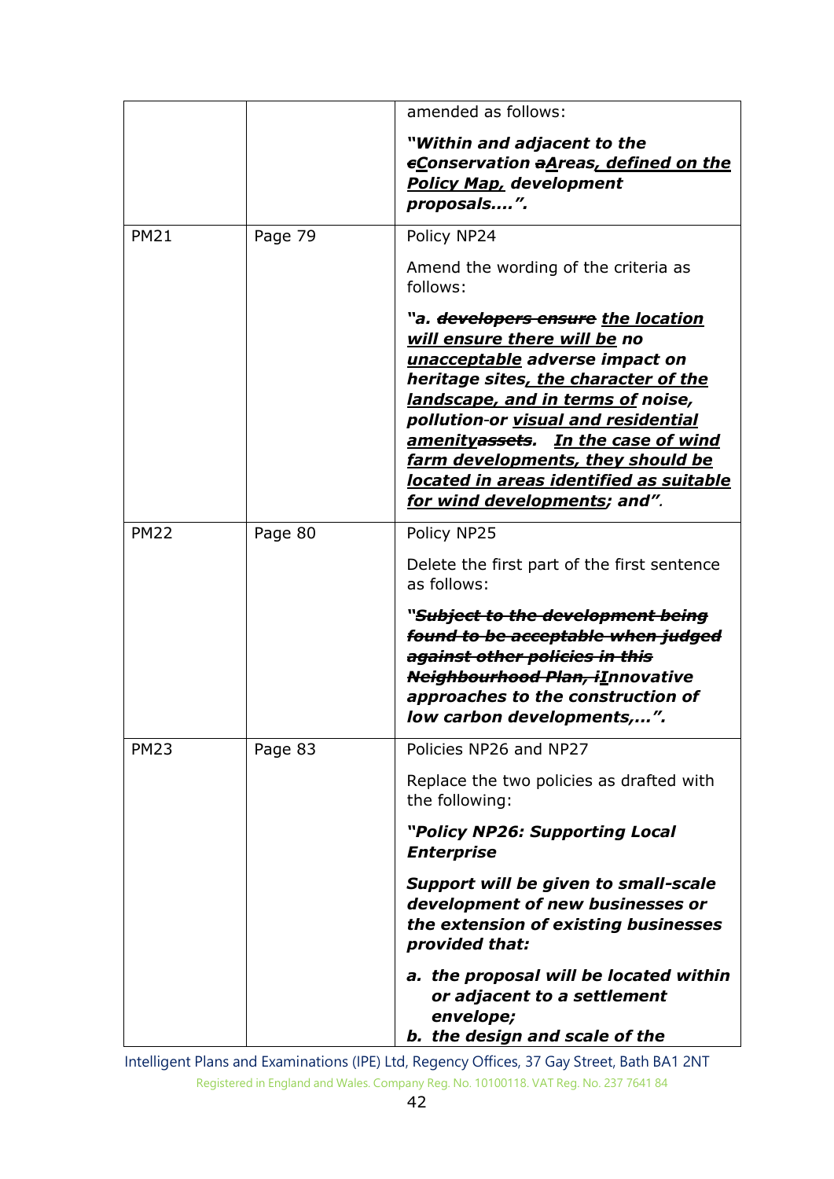|  |  | amended as follows:<br><br>***"Within and adjacent to the ~~c~~<u>C</u>onservation ~~a~~<u>A</u>reas<u>, defined on the Policy Map,</u> development proposals….".*** |
|---|---|---|
| PM21 | Page 79 | Policy NP24<br><br>Amend the wording of the criteria as follows:<br><br>***"a. ~~developers ensure~~ <u>the location will ensure there will be</u> no <u>unacceptable</u> adverse impact on heritage sites<u>, the character of the landscape, and in terms of</u> noise, pollution-or <u>visual and residential amenity</u>~~assets~~. <u>In the case of wind farm developments, they should be located in areas identified as suitable for wind developments</u>; and".*** |
| PM22 | Page 80 | Policy NP25<br><br>Delete the first part of the first sentence as follows:<br><br>***"~~Subject to the development being found to be acceptable when judged against other policies in this Neighbourhood Plan, i~~<u>I</u>nnovative approaches to the construction of low carbon developments,…".*** |
| PM23 | Page 83 | Policies NP26 and NP27<br><br>Replace the two policies as drafted with the following:<br><br>***"Policy NP26: Supporting Local Enterprise***<br><br>***Support will be given to small-scale development of new businesses or the extension of existing businesses provided that:***<br><br>***a. the proposal will be located within or adjacent to a settlement envelope;***<br>***b. the design and scale of the*** |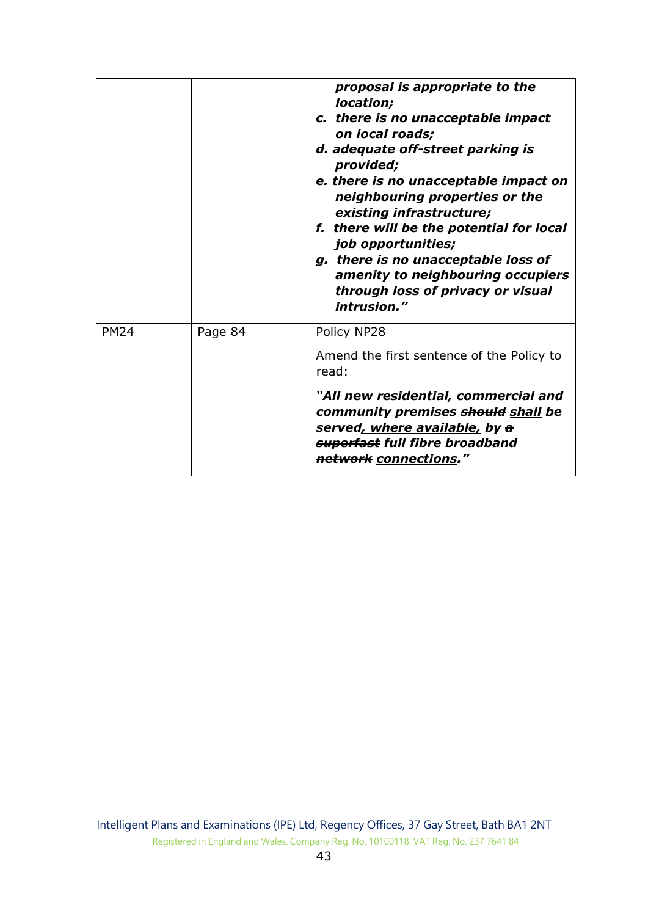| | | |
|---|---|---|
| | | ***proposal is appropriate to the location;***<br>***c. there is no unacceptable impact on local roads;***<br>***d. adequate off-street parking is provided;***<br>***e. there is no unacceptable impact on neighbouring properties or the existing infrastructure;***<br>***f. there will be the potential for local job opportunities;***<br>***g. there is no unacceptable loss of amenity to neighbouring occupiers through loss of privacy or visual intrusion."*** |
| PM24 | Page 84 | Policy NP28<br><br>Amend the first sentence of the Policy to read:<br><br>***"All new residential, commercial and community premises ~~should~~ <u>shall</u> be served<u>, where available,</u> by ~~a~~ ~~superfast~~ full fibre broadband ~~network~~ <u>connections</u>."*** |